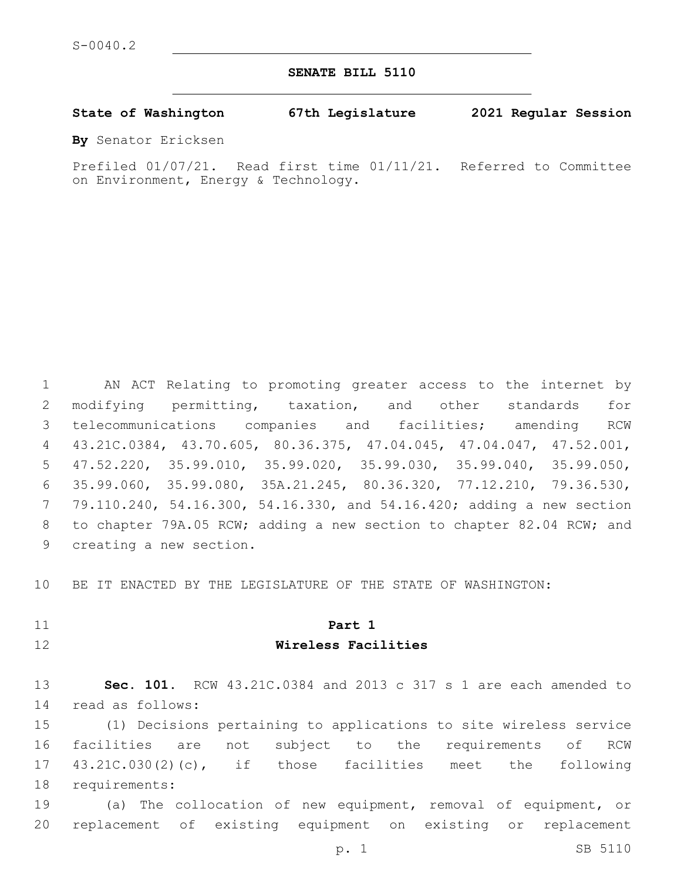S-0040.2

**SENATE BILL 5110**

**State of Washington 67th Legislature 2021 Regular Session**

**By** Senator Ericksen

Prefiled 01/07/21. Read first time 01/11/21. Referred to Committee on Environment, Energy & Technology.

AN ACT Relating to promoting greater access to the internet by modifying permitting, taxation, and other standards for telecommunications companies and facilities; amending RCW 43.21C.0384, 43.70.605, 80.36.375, 47.04.045, 47.04.047, 47.52.001, 47.52.220, 35.99.010, 35.99.020, 35.99.030, 35.99.040, 35.99.050, 35.99.060, 35.99.080, 35A.21.245, 80.36.320, 77.12.210, 79.36.530, 79.110.240, 54.16.300, 54.16.330, and 54.16.420; adding a new section to chapter 79A.05 RCW; adding a new section to chapter 82.04 RCW; and creating a new section.

BE IT ENACTED BY THE LEGISLATURE OF THE STATE OF WASHINGTON:

## Part 1
## Wireless Facilities

**Sec. 101.** RCW 43.21C.0384 and 2013 c 317 s 1 are each amended to read as follows:

(1) Decisions pertaining to applications to site wireless service facilities are not subject to the requirements of RCW 43.21C.030(2)(c), if those facilities meet the following requirements:

(a) The collocation of new equipment, removal of equipment, or replacement of existing equipment on existing or replacement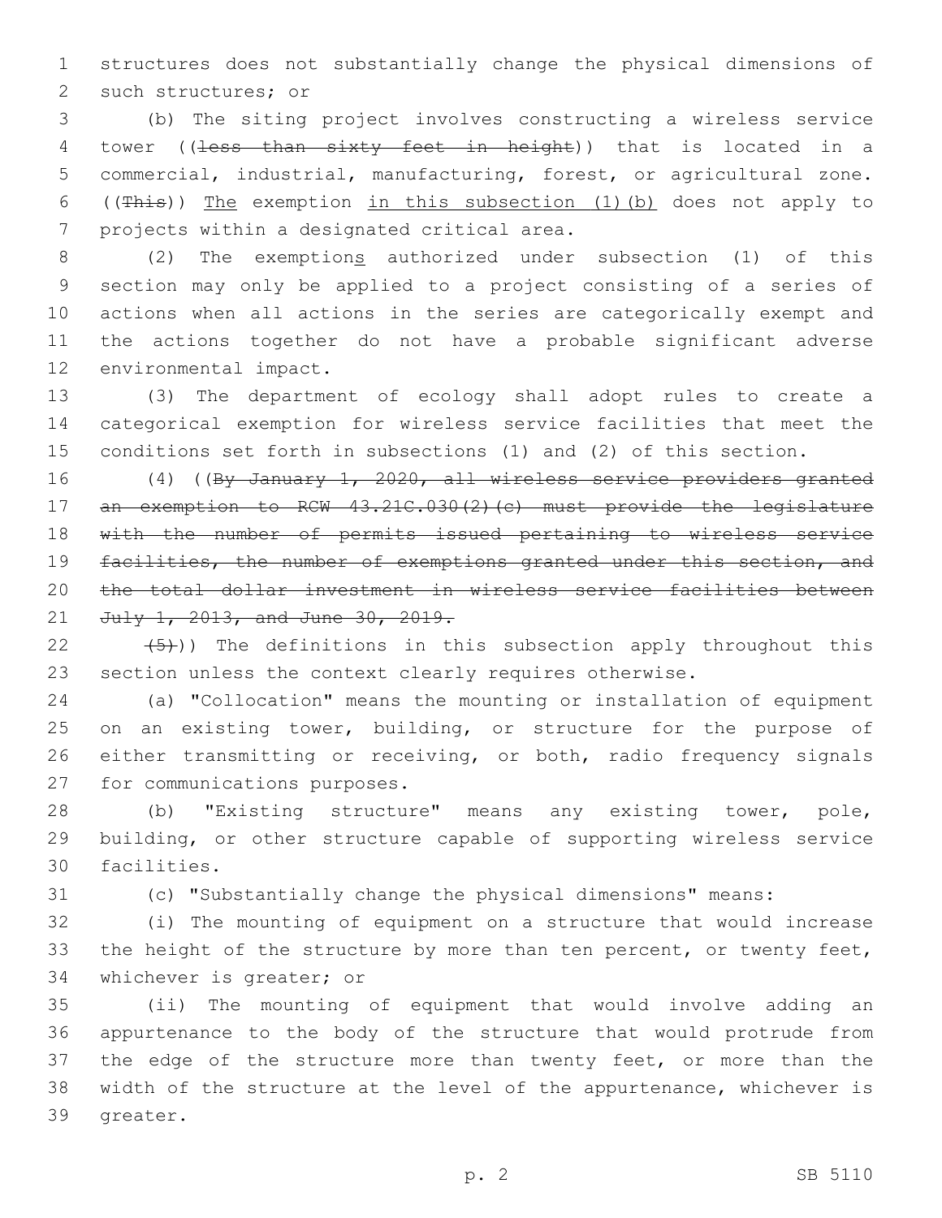structures does not substantially change the physical dimensions of such structures; or

(b) The siting project involves constructing a wireless service tower ((~~less than sixty feet in height~~)) that is located in a commercial, industrial, manufacturing, forest, or agricultural zone. ((~~This~~)) The exemption in this subsection (1)(b) does not apply to projects within a designated critical area.

(2) The exemptions authorized under subsection (1) of this section may only be applied to a project consisting of a series of actions when all actions in the series are categorically exempt and the actions together do not have a probable significant adverse environmental impact.

(3) The department of ecology shall adopt rules to create a categorical exemption for wireless service facilities that meet the conditions set forth in subsections (1) and (2) of this section.

(4) ((~~By January 1, 2020, all wireless service providers granted an exemption to RCW 43.21C.030(2)(c) must provide the legislature with the number of permits issued pertaining to wireless service facilities, the number of exemptions granted under this section, and the total dollar investment in wireless service facilities between July 1, 2013, and June 30, 2019.~~

~~(5)~~)) The definitions in this subsection apply throughout this section unless the context clearly requires otherwise.

(a) "Collocation" means the mounting or installation of equipment on an existing tower, building, or structure for the purpose of either transmitting or receiving, or both, radio frequency signals for communications purposes.

(b) "Existing structure" means any existing tower, pole, building, or other structure capable of supporting wireless service facilities.

(c) "Substantially change the physical dimensions" means:

(i) The mounting of equipment on a structure that would increase the height of the structure by more than ten percent, or twenty feet, whichever is greater; or

(ii) The mounting of equipment that would involve adding an appurtenance to the body of the structure that would protrude from the edge of the structure more than twenty feet, or more than the width of the structure at the level of the appurtenance, whichever is greater.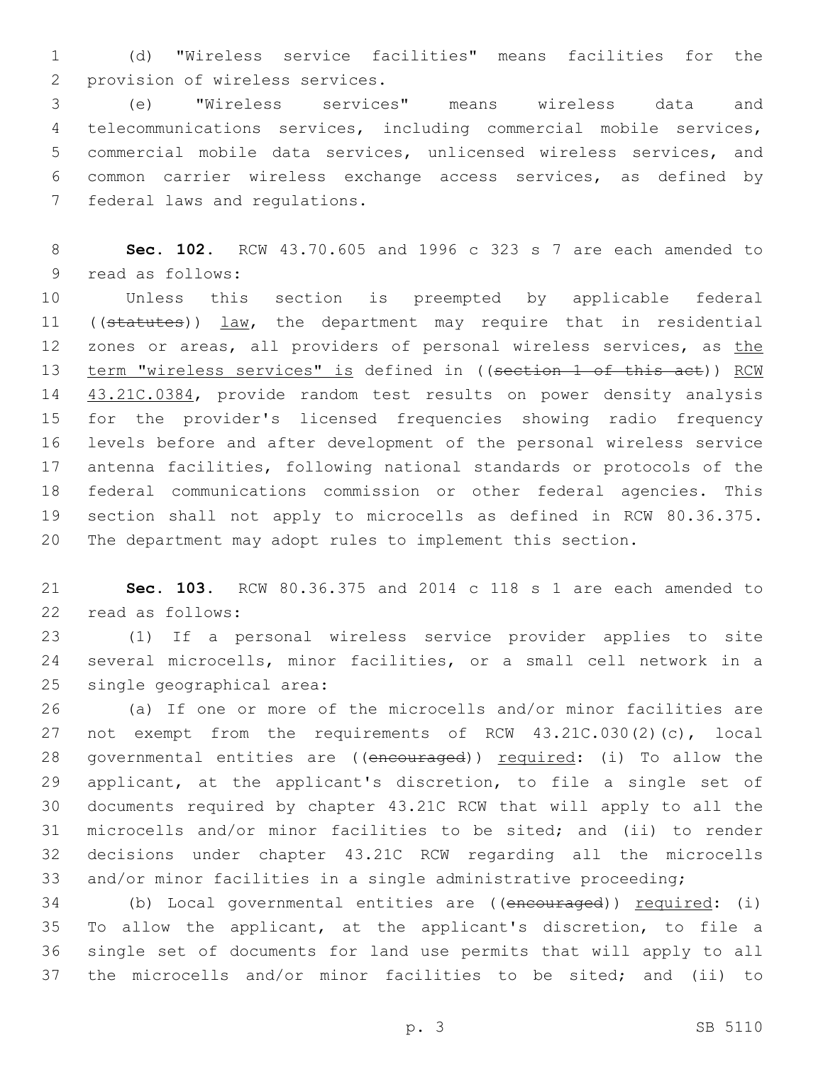(d) "Wireless service facilities" means facilities for the provision of wireless services.

(e) "Wireless services" means wireless data and telecommunications services, including commercial mobile services, commercial mobile data services, unlicensed wireless services, and common carrier wireless exchange access services, as defined by federal laws and regulations.

**Sec. 102.** RCW 43.70.605 and 1996 c 323 s 7 are each amended to read as follows:

Unless this section is preempted by applicable federal ((~~statutes~~)) <u>law</u>, the department may require that in residential zones or areas, all providers of personal wireless services, as <u>the term "wireless services" is</u> defined in ((~~section 1 of this act~~)) <u>RCW 43.21C.0384</u>, provide random test results on power density analysis for the provider's licensed frequencies showing radio frequency levels before and after development of the personal wireless service antenna facilities, following national standards or protocols of the federal communications commission or other federal agencies. This section shall not apply to microcells as defined in RCW 80.36.375. The department may adopt rules to implement this section.

**Sec. 103.** RCW 80.36.375 and 2014 c 118 s 1 are each amended to read as follows:

(1) If a personal wireless service provider applies to site several microcells, minor facilities, or a small cell network in a single geographical area:

(a) If one or more of the microcells and/or minor facilities are not exempt from the requirements of RCW 43.21C.030(2)(c), local governmental entities are ((~~encouraged~~)) <u>required</u>: (i) To allow the applicant, at the applicant's discretion, to file a single set of documents required by chapter 43.21C RCW that will apply to all the microcells and/or minor facilities to be sited; and (ii) to render decisions under chapter 43.21C RCW regarding all the microcells and/or minor facilities in a single administrative proceeding;

(b) Local governmental entities are ((~~encouraged~~)) <u>required</u>: (i) To allow the applicant, at the applicant's discretion, to file a single set of documents for land use permits that will apply to all the microcells and/or minor facilities to be sited; and (ii) to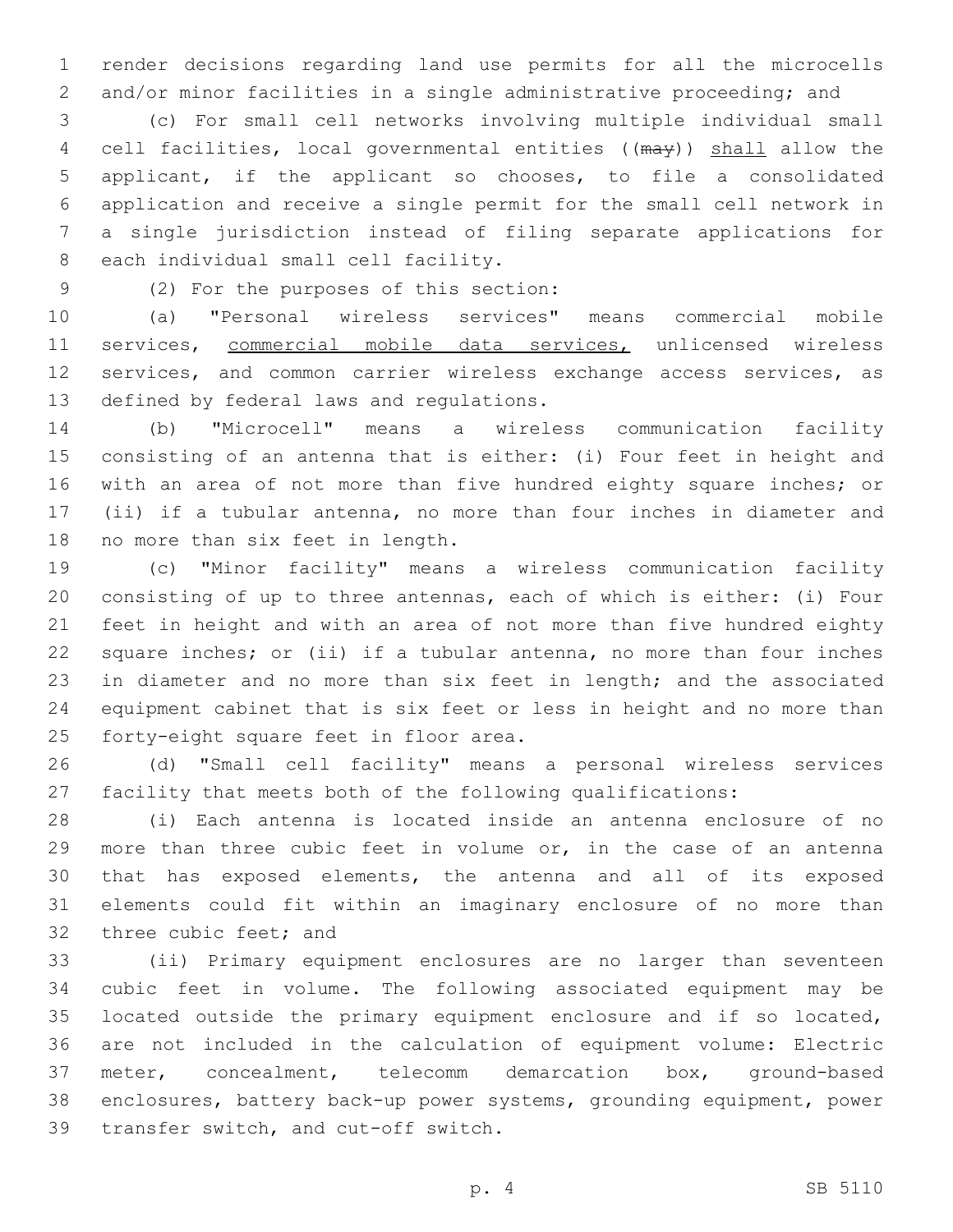render decisions regarding land use permits for all the microcells and/or minor facilities in a single administrative proceeding; and

(c) For small cell networks involving multiple individual small cell facilities, local governmental entities ((~~may~~)) shall allow the applicant, if the applicant so chooses, to file a consolidated application and receive a single permit for the small cell network in a single jurisdiction instead of filing separate applications for each individual small cell facility.

(2) For the purposes of this section:

(a) "Personal wireless services" means commercial mobile services, commercial mobile data services, unlicensed wireless services, and common carrier wireless exchange access services, as defined by federal laws and regulations.

(b) "Microcell" means a wireless communication facility consisting of an antenna that is either: (i) Four feet in height and with an area of not more than five hundred eighty square inches; or (ii) if a tubular antenna, no more than four inches in diameter and no more than six feet in length.

(c) "Minor facility" means a wireless communication facility consisting of up to three antennas, each of which is either: (i) Four feet in height and with an area of not more than five hundred eighty square inches; or (ii) if a tubular antenna, no more than four inches in diameter and no more than six feet in length; and the associated equipment cabinet that is six feet or less in height and no more than forty-eight square feet in floor area.

(d) "Small cell facility" means a personal wireless services facility that meets both of the following qualifications:

(i) Each antenna is located inside an antenna enclosure of no more than three cubic feet in volume or, in the case of an antenna that has exposed elements, the antenna and all of its exposed elements could fit within an imaginary enclosure of no more than three cubic feet; and

(ii) Primary equipment enclosures are no larger than seventeen cubic feet in volume. The following associated equipment may be located outside the primary equipment enclosure and if so located, are not included in the calculation of equipment volume: Electric meter, concealment, telecomm demarcation box, ground-based enclosures, battery back-up power systems, grounding equipment, power transfer switch, and cut-off switch.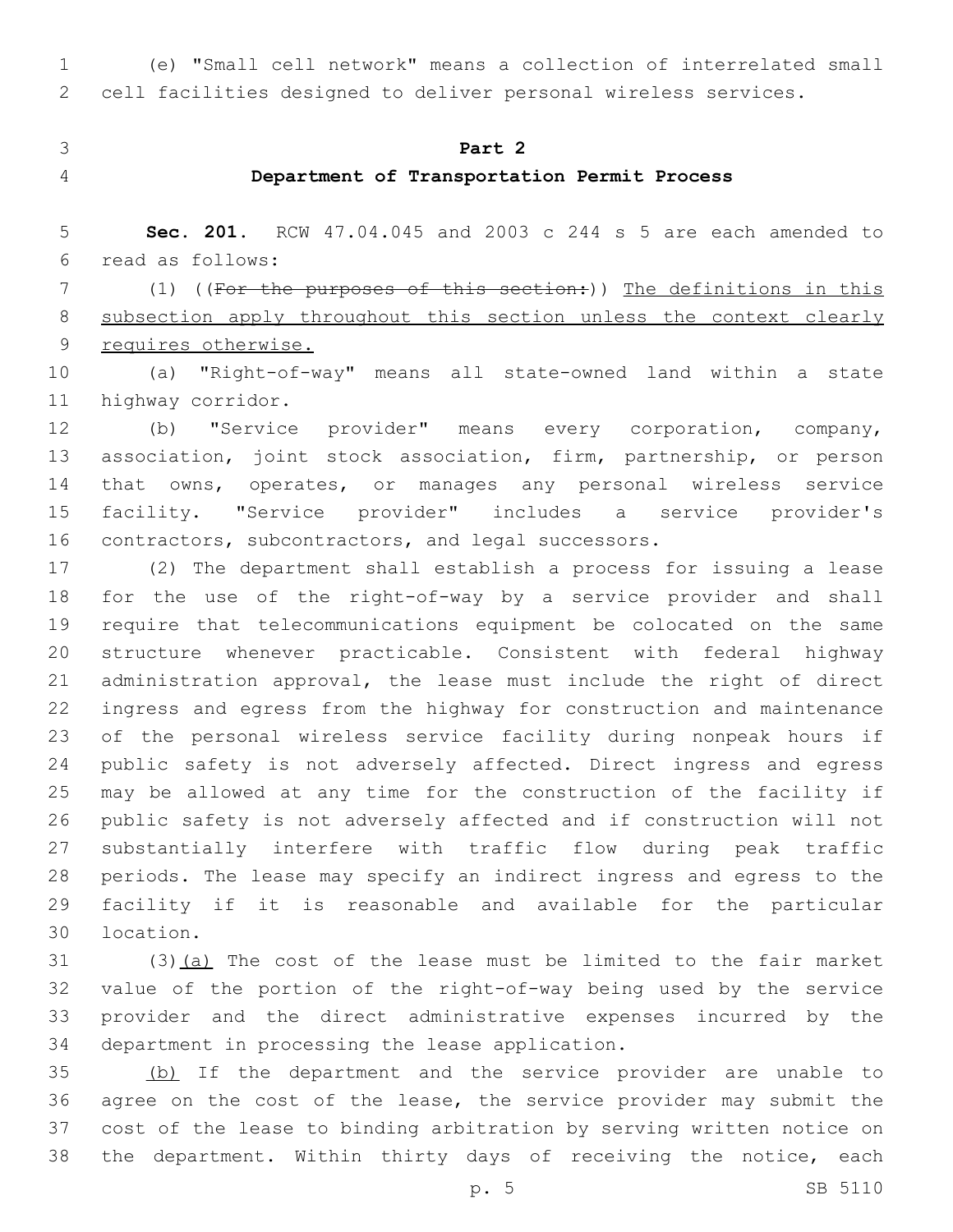(e) "Small cell network" means a collection of interrelated small cell facilities designed to deliver personal wireless services.

**Part 2**

**Department of Transportation Permit Process**

**Sec. 201.** RCW 47.04.045 and 2003 c 244 s 5 are each amended to read as follows:

(1) ((~~For the purposes of this section:~~)) The definitions in this subsection apply throughout this section unless the context clearly requires otherwise.

(a) "Right-of-way" means all state-owned land within a state highway corridor.

(b) "Service provider" means every corporation, company, association, joint stock association, firm, partnership, or person that owns, operates, or manages any personal wireless service facility. "Service provider" includes a service provider's contractors, subcontractors, and legal successors.

(2) The department shall establish a process for issuing a lease for the use of the right-of-way by a service provider and shall require that telecommunications equipment be colocated on the same structure whenever practicable. Consistent with federal highway administration approval, the lease must include the right of direct ingress and egress from the highway for construction and maintenance of the personal wireless service facility during nonpeak hours if public safety is not adversely affected. Direct ingress and egress may be allowed at any time for the construction of the facility if public safety is not adversely affected and if construction will not substantially interfere with traffic flow during peak traffic periods. The lease may specify an indirect ingress and egress to the facility if it is reasonable and available for the particular location.

(3)(a) The cost of the lease must be limited to the fair market value of the portion of the right-of-way being used by the service provider and the direct administrative expenses incurred by the department in processing the lease application.

(b) If the department and the service provider are unable to agree on the cost of the lease, the service provider may submit the cost of the lease to binding arbitration by serving written notice on the department. Within thirty days of receiving the notice, each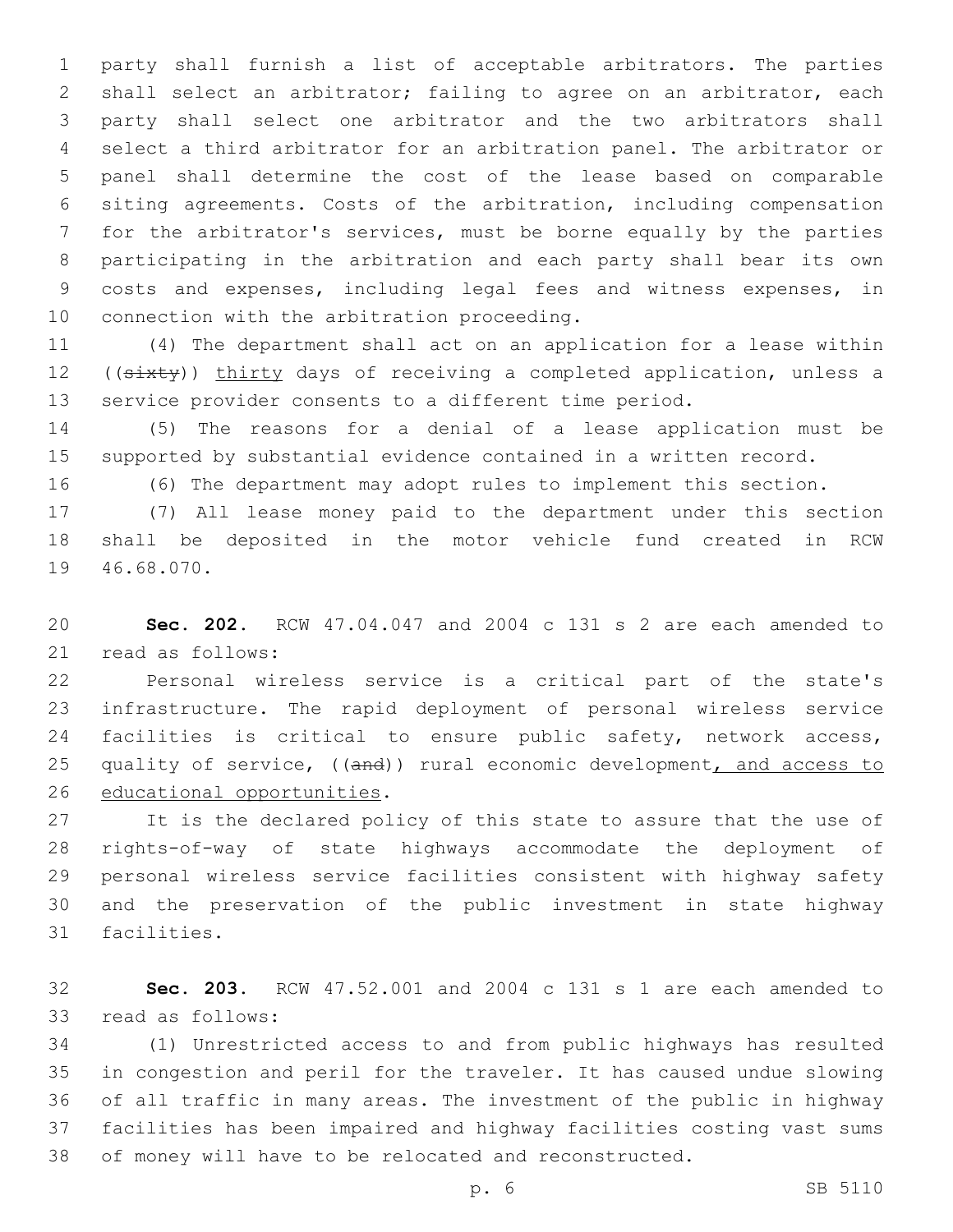party shall furnish a list of acceptable arbitrators. The parties shall select an arbitrator; failing to agree on an arbitrator, each party shall select one arbitrator and the two arbitrators shall select a third arbitrator for an arbitration panel. The arbitrator or panel shall determine the cost of the lease based on comparable siting agreements. Costs of the arbitration, including compensation for the arbitrator's services, must be borne equally by the parties participating in the arbitration and each party shall bear its own costs and expenses, including legal fees and witness expenses, in connection with the arbitration proceeding.

(4) The department shall act on an application for a lease within ((~~sixty~~)) <u>thirty</u> days of receiving a completed application, unless a service provider consents to a different time period.

(5) The reasons for a denial of a lease application must be supported by substantial evidence contained in a written record.

(6) The department may adopt rules to implement this section.

(7) All lease money paid to the department under this section shall be deposited in the motor vehicle fund created in RCW 46.68.070.

**Sec. 202.** RCW 47.04.047 and 2004 c 131 s 2 are each amended to read as follows:

Personal wireless service is a critical part of the state's infrastructure. The rapid deployment of personal wireless service facilities is critical to ensure public safety, network access, quality of service, ((~~and~~)) rural economic development<u>, and access to educational opportunities</u>.

It is the declared policy of this state to assure that the use of rights-of-way of state highways accommodate the deployment of personal wireless service facilities consistent with highway safety and the preservation of the public investment in state highway facilities.

**Sec. 203.** RCW 47.52.001 and 2004 c 131 s 1 are each amended to read as follows:

(1) Unrestricted access to and from public highways has resulted in congestion and peril for the traveler. It has caused undue slowing of all traffic in many areas. The investment of the public in highway facilities has been impaired and highway facilities costing vast sums of money will have to be relocated and reconstructed.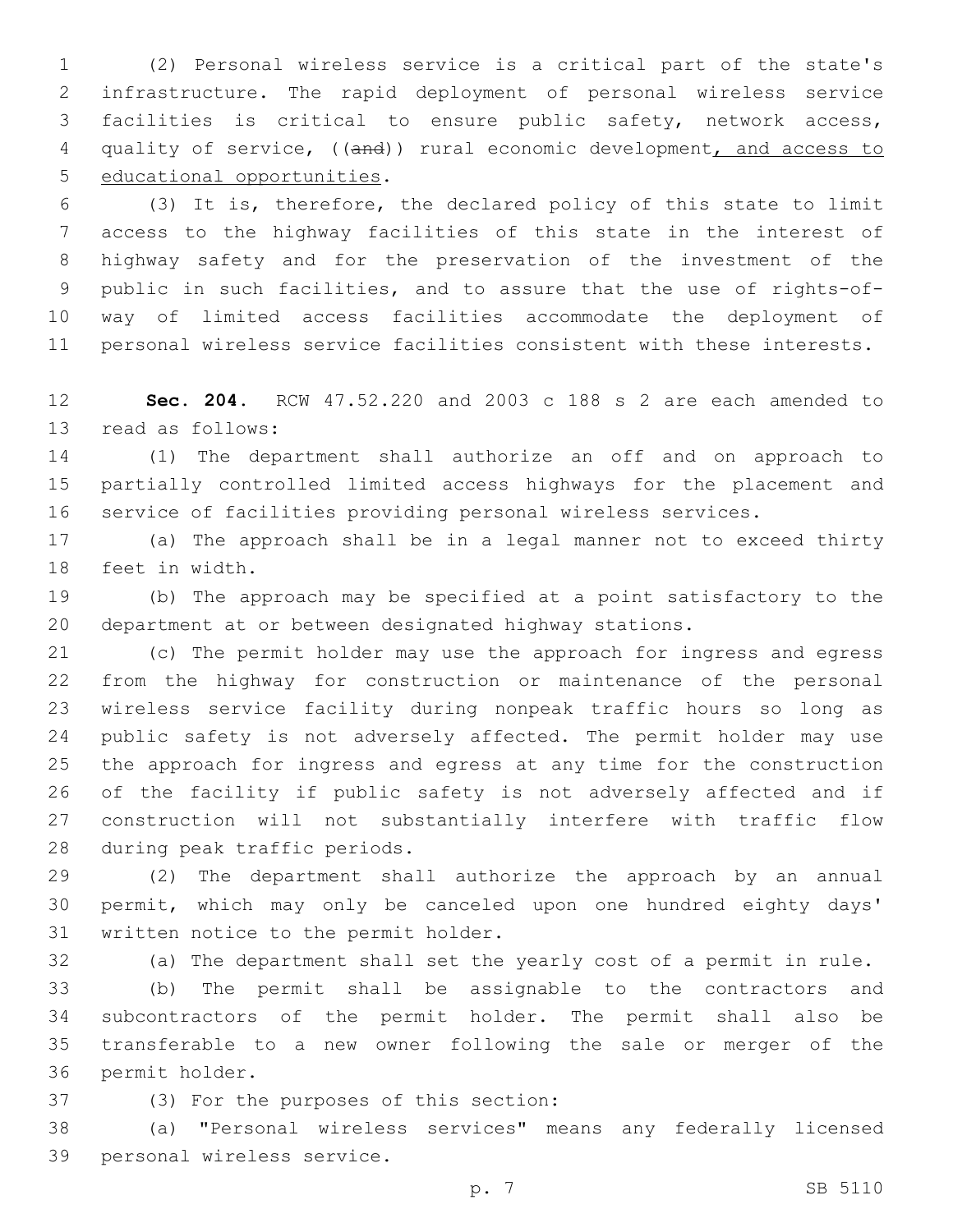(2) Personal wireless service is a critical part of the state's infrastructure. The rapid deployment of personal wireless service facilities is critical to ensure public safety, network access, quality of service, ((~~and~~)) rural economic development, and access to educational opportunities.

(3) It is, therefore, the declared policy of this state to limit access to the highway facilities of this state in the interest of highway safety and for the preservation of the investment of the public in such facilities, and to assure that the use of rights-of-way of limited access facilities accommodate the deployment of personal wireless service facilities consistent with these interests.

**Sec. 204.** RCW 47.52.220 and 2003 c 188 s 2 are each amended to read as follows:

(1) The department shall authorize an off and on approach to partially controlled limited access highways for the placement and service of facilities providing personal wireless services.

(a) The approach shall be in a legal manner not to exceed thirty feet in width.

(b) The approach may be specified at a point satisfactory to the department at or between designated highway stations.

(c) The permit holder may use the approach for ingress and egress from the highway for construction or maintenance of the personal wireless service facility during nonpeak traffic hours so long as public safety is not adversely affected. The permit holder may use the approach for ingress and egress at any time for the construction of the facility if public safety is not adversely affected and if construction will not substantially interfere with traffic flow during peak traffic periods.

(2) The department shall authorize the approach by an annual permit, which may only be canceled upon one hundred eighty days' written notice to the permit holder.

(a) The department shall set the yearly cost of a permit in rule.

(b) The permit shall be assignable to the contractors and subcontractors of the permit holder. The permit shall also be transferable to a new owner following the sale or merger of the permit holder.

(3) For the purposes of this section:

(a) "Personal wireless services" means any federally licensed personal wireless service.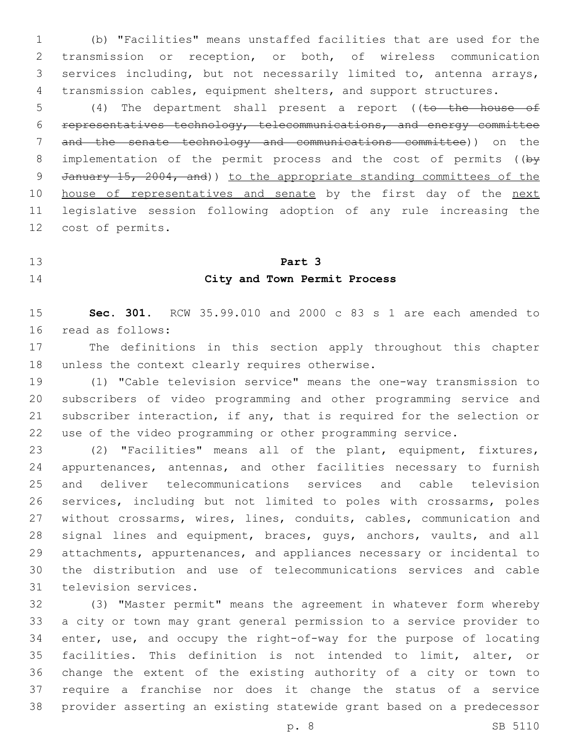(b) "Facilities" means unstaffed facilities that are used for the transmission or reception, or both, of wireless communication services including, but not necessarily limited to, antenna arrays, transmission cables, equipment shelters, and support structures.

(4) The department shall present a report ((~~to the house of representatives technology, telecommunications, and energy committee and the senate technology and communications committee~~)) on the implementation of the permit process and the cost of permits ((~~by January 15, 2004, and~~)) <u>to the appropriate standing committees of the house of representatives and senate</u> by the first day of the <u>next</u> legislative session following adoption of any rule increasing the cost of permits.

## Part 3
## City and Town Permit Process

**Sec. 301.** RCW 35.99.010 and 2000 c 83 s 1 are each amended to read as follows:

The definitions in this section apply throughout this chapter unless the context clearly requires otherwise.

(1) "Cable television service" means the one-way transmission to subscribers of video programming and other programming service and subscriber interaction, if any, that is required for the selection or use of the video programming or other programming service.

(2) "Facilities" means all of the plant, equipment, fixtures, appurtenances, antennas, and other facilities necessary to furnish and deliver telecommunications services and cable television services, including but not limited to poles with crossarms, poles without crossarms, wires, lines, conduits, cables, communication and signal lines and equipment, braces, guys, anchors, vaults, and all attachments, appurtenances, and appliances necessary or incidental to the distribution and use of telecommunications services and cable television services.

(3) "Master permit" means the agreement in whatever form whereby a city or town may grant general permission to a service provider to enter, use, and occupy the right-of-way for the purpose of locating facilities. This definition is not intended to limit, alter, or change the extent of the existing authority of a city or town to require a franchise nor does it change the status of a service provider asserting an existing statewide grant based on a predecessor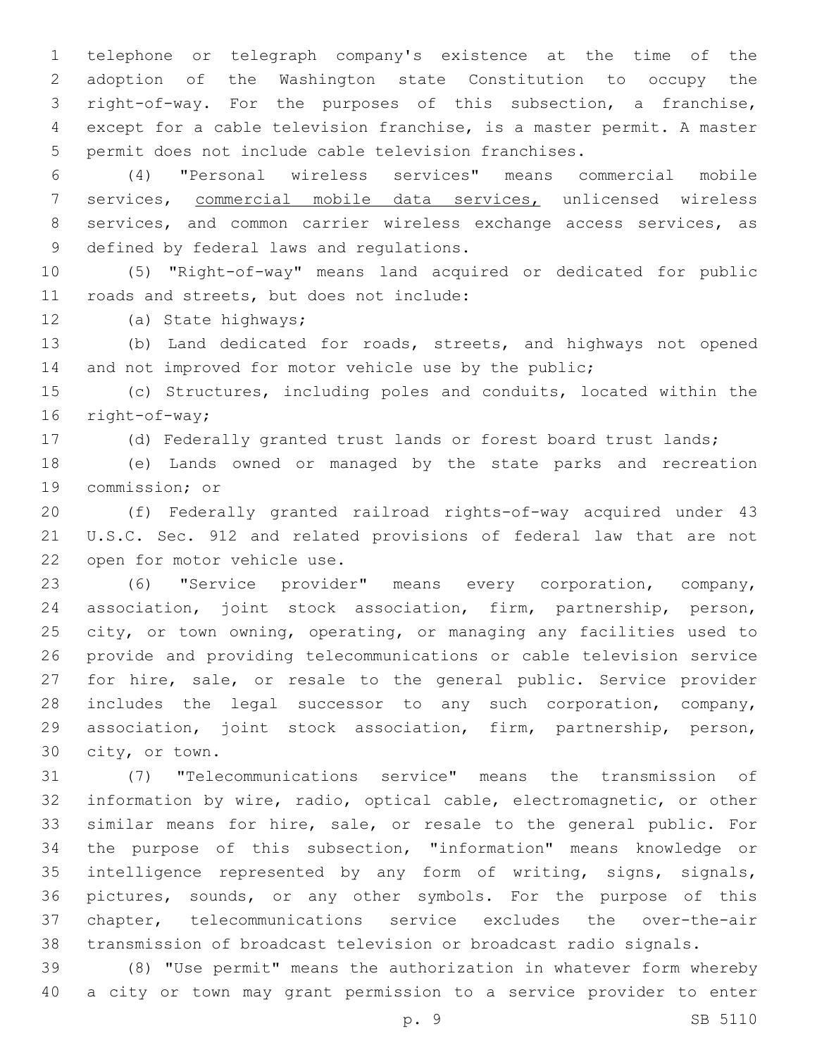telephone or telegraph company's existence at the time of the adoption of the Washington state Constitution to occupy the right-of-way. For the purposes of this subsection, a franchise, except for a cable television franchise, is a master permit. A master permit does not include cable television franchises.

(4) "Personal wireless services" means commercial mobile services, <u>commercial mobile data services,</u> unlicensed wireless services, and common carrier wireless exchange access services, as defined by federal laws and regulations.

(5) "Right-of-way" means land acquired or dedicated for public roads and streets, but does not include:

(a) State highways;

(b) Land dedicated for roads, streets, and highways not opened and not improved for motor vehicle use by the public;

(c) Structures, including poles and conduits, located within the right-of-way;

(d) Federally granted trust lands or forest board trust lands;

(e) Lands owned or managed by the state parks and recreation commission; or

(f) Federally granted railroad rights-of-way acquired under 43 U.S.C. Sec. 912 and related provisions of federal law that are not open for motor vehicle use.

(6) "Service provider" means every corporation, company, association, joint stock association, firm, partnership, person, city, or town owning, operating, or managing any facilities used to provide and providing telecommunications or cable television service for hire, sale, or resale to the general public. Service provider includes the legal successor to any such corporation, company, association, joint stock association, firm, partnership, person, city, or town.

(7) "Telecommunications service" means the transmission of information by wire, radio, optical cable, electromagnetic, or other similar means for hire, sale, or resale to the general public. For the purpose of this subsection, "information" means knowledge or intelligence represented by any form of writing, signs, signals, pictures, sounds, or any other symbols. For the purpose of this chapter, telecommunications service excludes the over-the-air transmission of broadcast television or broadcast radio signals.

(8) "Use permit" means the authorization in whatever form whereby a city or town may grant permission to a service provider to enter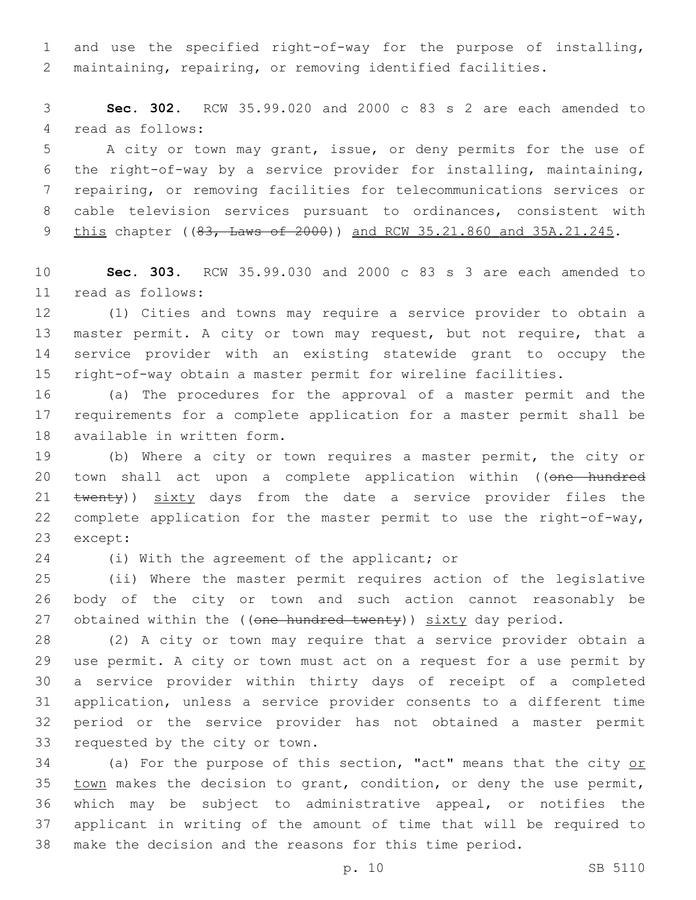and use the specified right-of-way for the purpose of installing, maintaining, repairing, or removing identified facilities.

**Sec. 302.** RCW 35.99.020 and 2000 c 83 s 2 are each amended to read as follows:

A city or town may grant, issue, or deny permits for the use of the right-of-way by a service provider for installing, maintaining, repairing, or removing facilities for telecommunications services or cable television services pursuant to ordinances, consistent with <u>this</u> chapter ((~~83, Laws of 2000~~)) <u>and RCW 35.21.860 and 35A.21.245</u>.

**Sec. 303.** RCW 35.99.030 and 2000 c 83 s 3 are each amended to read as follows:

(1) Cities and towns may require a service provider to obtain a master permit. A city or town may request, but not require, that a service provider with an existing statewide grant to occupy the right-of-way obtain a master permit for wireline facilities.

(a) The procedures for the approval of a master permit and the requirements for a complete application for a master permit shall be available in written form.

(b) Where a city or town requires a master permit, the city or town shall act upon a complete application within ((~~one hundred twenty~~)) <u>sixty</u> days from the date a service provider files the complete application for the master permit to use the right-of-way, except:

(i) With the agreement of the applicant; or

(ii) Where the master permit requires action of the legislative body of the city or town and such action cannot reasonably be obtained within the ((~~one hundred twenty~~)) <u>sixty</u> day period.

(2) A city or town may require that a service provider obtain a use permit. A city or town must act on a request for a use permit by a service provider within thirty days of receipt of a completed application, unless a service provider consents to a different time period or the service provider has not obtained a master permit requested by the city or town.

(a) For the purpose of this section, "act" means that the city <u>or town</u> makes the decision to grant, condition, or deny the use permit, which may be subject to administrative appeal, or notifies the applicant in writing of the amount of time that will be required to make the decision and the reasons for this time period.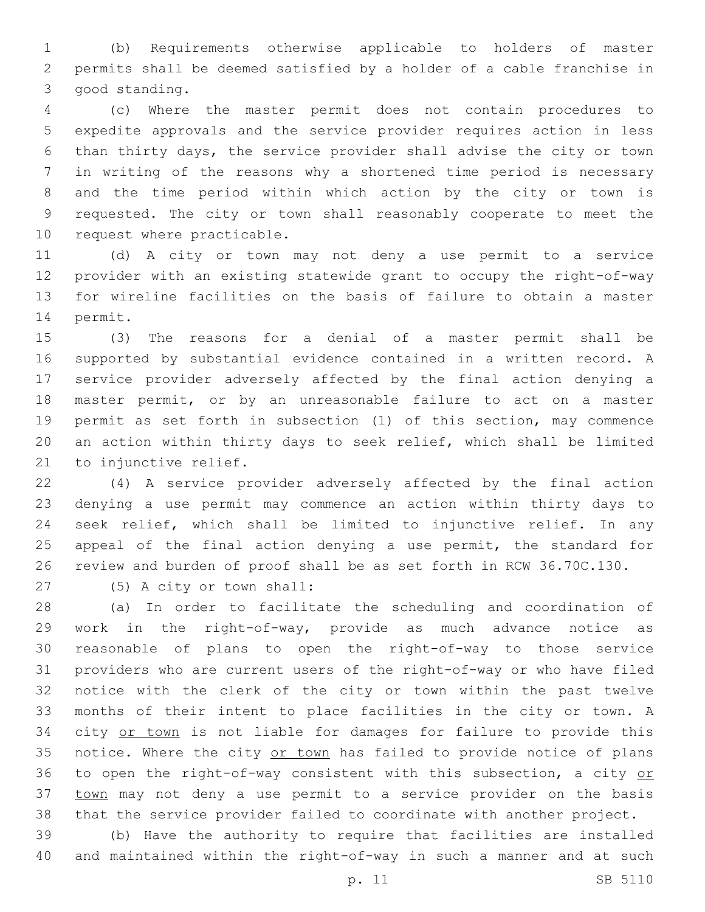(b) Requirements otherwise applicable to holders of master permits shall be deemed satisfied by a holder of a cable franchise in good standing.

(c) Where the master permit does not contain procedures to expedite approvals and the service provider requires action in less than thirty days, the service provider shall advise the city or town in writing of the reasons why a shortened time period is necessary and the time period within which action by the city or town is requested. The city or town shall reasonably cooperate to meet the request where practicable.

(d) A city or town may not deny a use permit to a service provider with an existing statewide grant to occupy the right-of-way for wireline facilities on the basis of failure to obtain a master permit.

(3) The reasons for a denial of a master permit shall be supported by substantial evidence contained in a written record. A service provider adversely affected by the final action denying a master permit, or by an unreasonable failure to act on a master permit as set forth in subsection (1) of this section, may commence an action within thirty days to seek relief, which shall be limited to injunctive relief.

(4) A service provider adversely affected by the final action denying a use permit may commence an action within thirty days to seek relief, which shall be limited to injunctive relief. In any appeal of the final action denying a use permit, the standard for review and burden of proof shall be as set forth in RCW 36.70C.130.

(5) A city or town shall:

(a) In order to facilitate the scheduling and coordination of work in the right-of-way, provide as much advance notice as reasonable of plans to open the right-of-way to those service providers who are current users of the right-of-way or who have filed notice with the clerk of the city or town within the past twelve months of their intent to place facilities in the city or town. A city <u>or town</u> is not liable for damages for failure to provide this notice. Where the city <u>or town</u> has failed to provide notice of plans to open the right-of-way consistent with this subsection, a city <u>or town</u> may not deny a use permit to a service provider on the basis that the service provider failed to coordinate with another project.

(b) Have the authority to require that facilities are installed and maintained within the right-of-way in such a manner and at such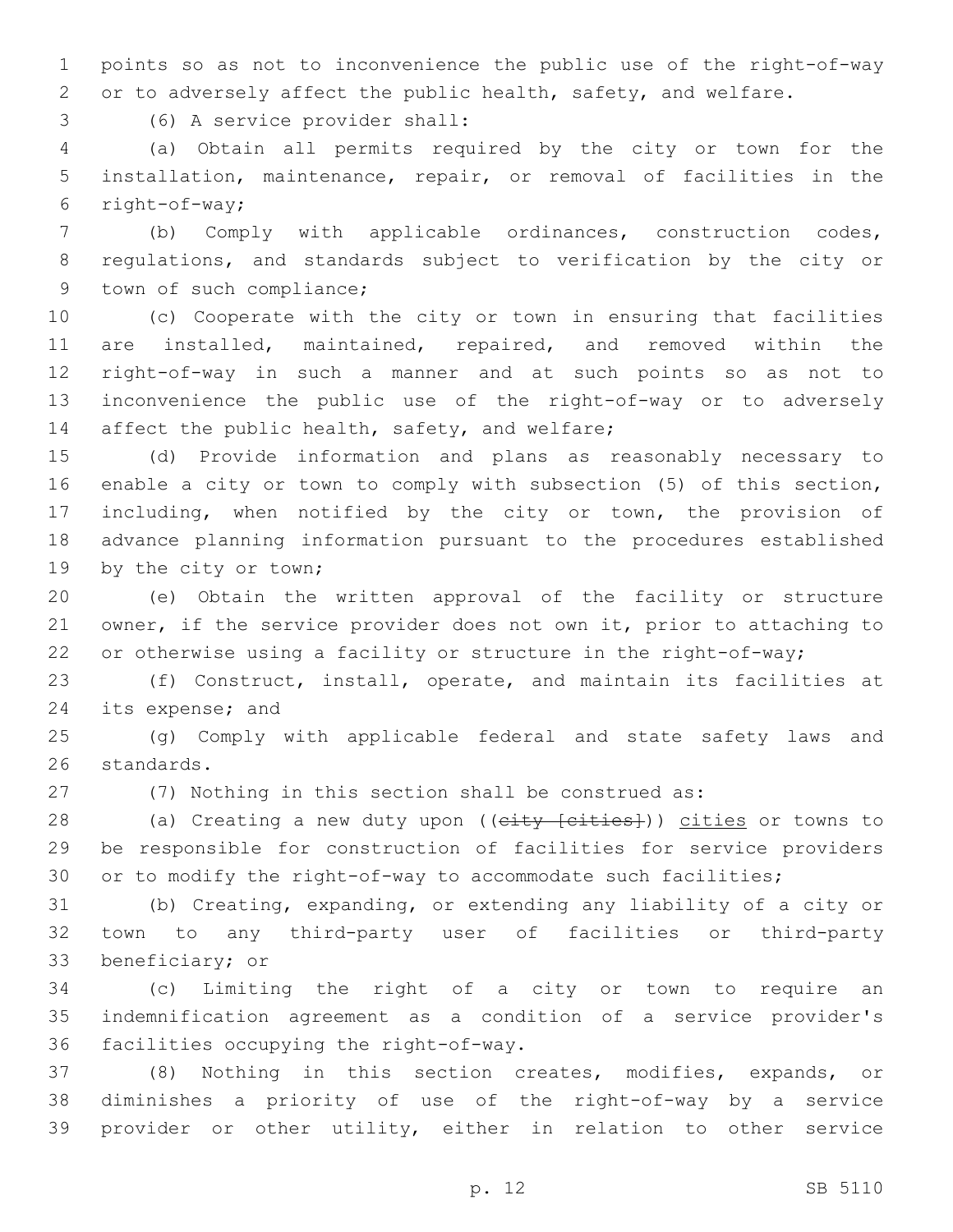points so as not to inconvenience the public use of the right-of-way or to adversely affect the public health, safety, and welfare.

(6) A service provider shall:

(a) Obtain all permits required by the city or town for the installation, maintenance, repair, or removal of facilities in the right-of-way;

(b) Comply with applicable ordinances, construction codes, regulations, and standards subject to verification by the city or town of such compliance;

(c) Cooperate with the city or town in ensuring that facilities are installed, maintained, repaired, and removed within the right-of-way in such a manner and at such points so as not to inconvenience the public use of the right-of-way or to adversely affect the public health, safety, and welfare;

(d) Provide information and plans as reasonably necessary to enable a city or town to comply with subsection (5) of this section, including, when notified by the city or town, the provision of advance planning information pursuant to the procedures established by the city or town;

(e) Obtain the written approval of the facility or structure owner, if the service provider does not own it, prior to attaching to or otherwise using a facility or structure in the right-of-way;

(f) Construct, install, operate, and maintain its facilities at its expense; and

(g) Comply with applicable federal and state safety laws and standards.

(7) Nothing in this section shall be construed as:

(a) Creating a new duty upon ((~~city [cities]~~)) <u>cities</u> or towns to be responsible for construction of facilities for service providers or to modify the right-of-way to accommodate such facilities;

(b) Creating, expanding, or extending any liability of a city or town to any third-party user of facilities or third-party beneficiary; or

(c) Limiting the right of a city or town to require an indemnification agreement as a condition of a service provider's facilities occupying the right-of-way.

(8) Nothing in this section creates, modifies, expands, or diminishes a priority of use of the right-of-way by a service provider or other utility, either in relation to other service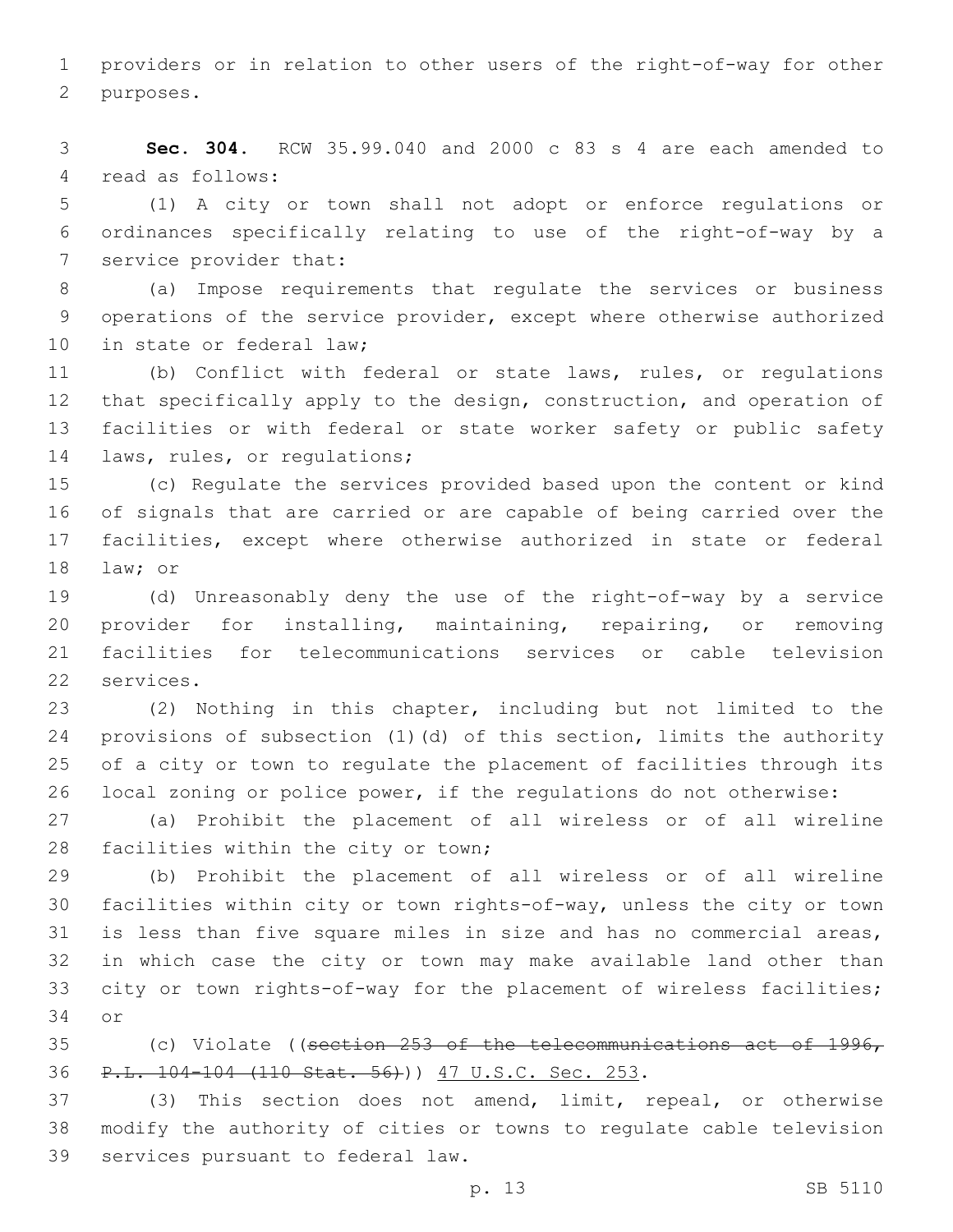providers or in relation to other users of the right-of-way for other purposes.

**Sec. 304.** RCW 35.99.040 and 2000 c 83 s 4 are each amended to read as follows:

(1) A city or town shall not adopt or enforce regulations or ordinances specifically relating to use of the right-of-way by a service provider that:

(a) Impose requirements that regulate the services or business operations of the service provider, except where otherwise authorized in state or federal law;

(b) Conflict with federal or state laws, rules, or regulations that specifically apply to the design, construction, and operation of facilities or with federal or state worker safety or public safety laws, rules, or regulations;

(c) Regulate the services provided based upon the content or kind of signals that are carried or are capable of being carried over the facilities, except where otherwise authorized in state or federal law; or

(d) Unreasonably deny the use of the right-of-way by a service provider for installing, maintaining, repairing, or removing facilities for telecommunications services or cable television services.

(2) Nothing in this chapter, including but not limited to the provisions of subsection (1)(d) of this section, limits the authority of a city or town to regulate the placement of facilities through its local zoning or police power, if the regulations do not otherwise:

(a) Prohibit the placement of all wireless or of all wireline facilities within the city or town;

(b) Prohibit the placement of all wireless or of all wireline facilities within city or town rights-of-way, unless the city or town is less than five square miles in size and has no commercial areas, in which case the city or town may make available land other than city or town rights-of-way for the placement of wireless facilities; or

(c) Violate ((~~section 253 of the telecommunications act of 1996, P.L. 104-104 (110 Stat. 56)~~)) <u>47 U.S.C. Sec. 253</u>.

(3) This section does not amend, limit, repeal, or otherwise modify the authority of cities or towns to regulate cable television services pursuant to federal law.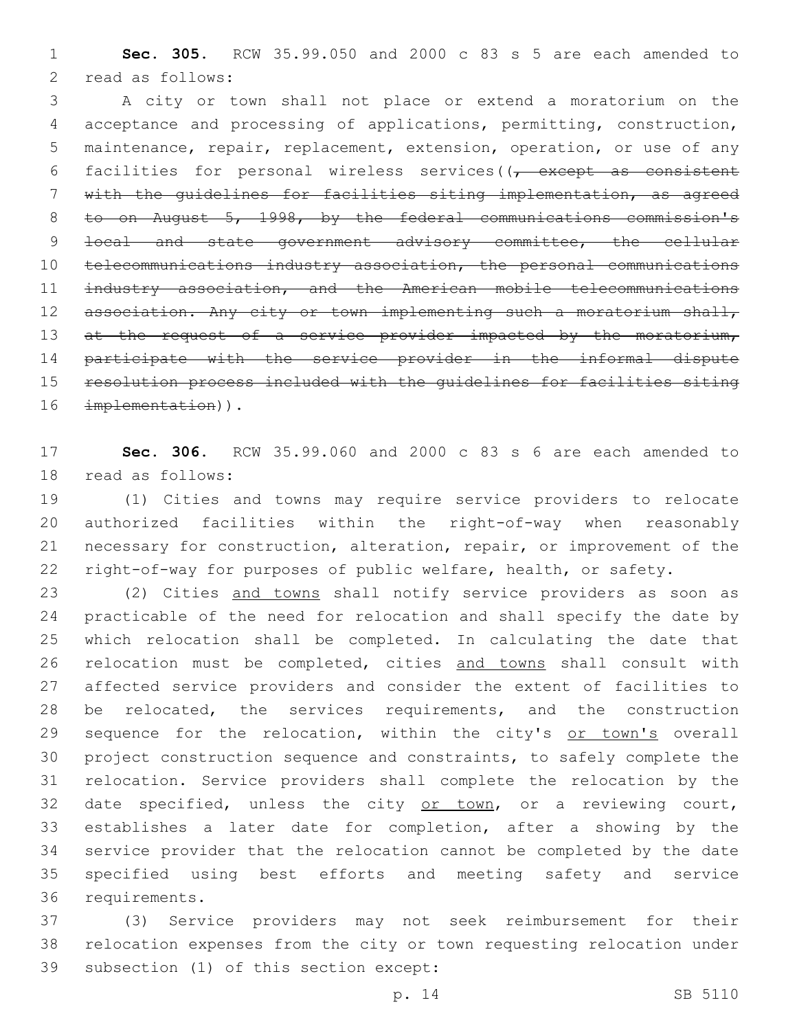**Sec. 305.** RCW 35.99.050 and 2000 c 83 s 5 are each amended to read as follows:

A city or town shall not place or extend a moratorium on the acceptance and processing of applications, permitting, construction, maintenance, repair, replacement, extension, operation, or use of any facilities for personal wireless services((~~, except as consistent with the guidelines for facilities siting implementation, as agreed to on August 5, 1998, by the federal communications commission's local and state government advisory committee, the cellular telecommunications industry association, the personal communications industry association, and the American mobile telecommunications association. Any city or town implementing such a moratorium shall, at the request of a service provider impacted by the moratorium, participate with the service provider in the informal dispute resolution process included with the guidelines for facilities siting implementation~~)).

**Sec. 306.** RCW 35.99.060 and 2000 c 83 s 6 are each amended to read as follows:

(1) Cities and towns may require service providers to relocate authorized facilities within the right-of-way when reasonably necessary for construction, alteration, repair, or improvement of the right-of-way for purposes of public welfare, health, or safety.

(2) Cities <u>and towns</u> shall notify service providers as soon as practicable of the need for relocation and shall specify the date by which relocation shall be completed. In calculating the date that relocation must be completed, cities <u>and towns</u> shall consult with affected service providers and consider the extent of facilities to be relocated, the services requirements, and the construction sequence for the relocation, within the city's <u>or town's</u> overall project construction sequence and constraints, to safely complete the relocation. Service providers shall complete the relocation by the date specified, unless the city <u>or town</u>, or a reviewing court, establishes a later date for completion, after a showing by the service provider that the relocation cannot be completed by the date specified using best efforts and meeting safety and service requirements.

(3) Service providers may not seek reimbursement for their relocation expenses from the city or town requesting relocation under subsection (1) of this section except: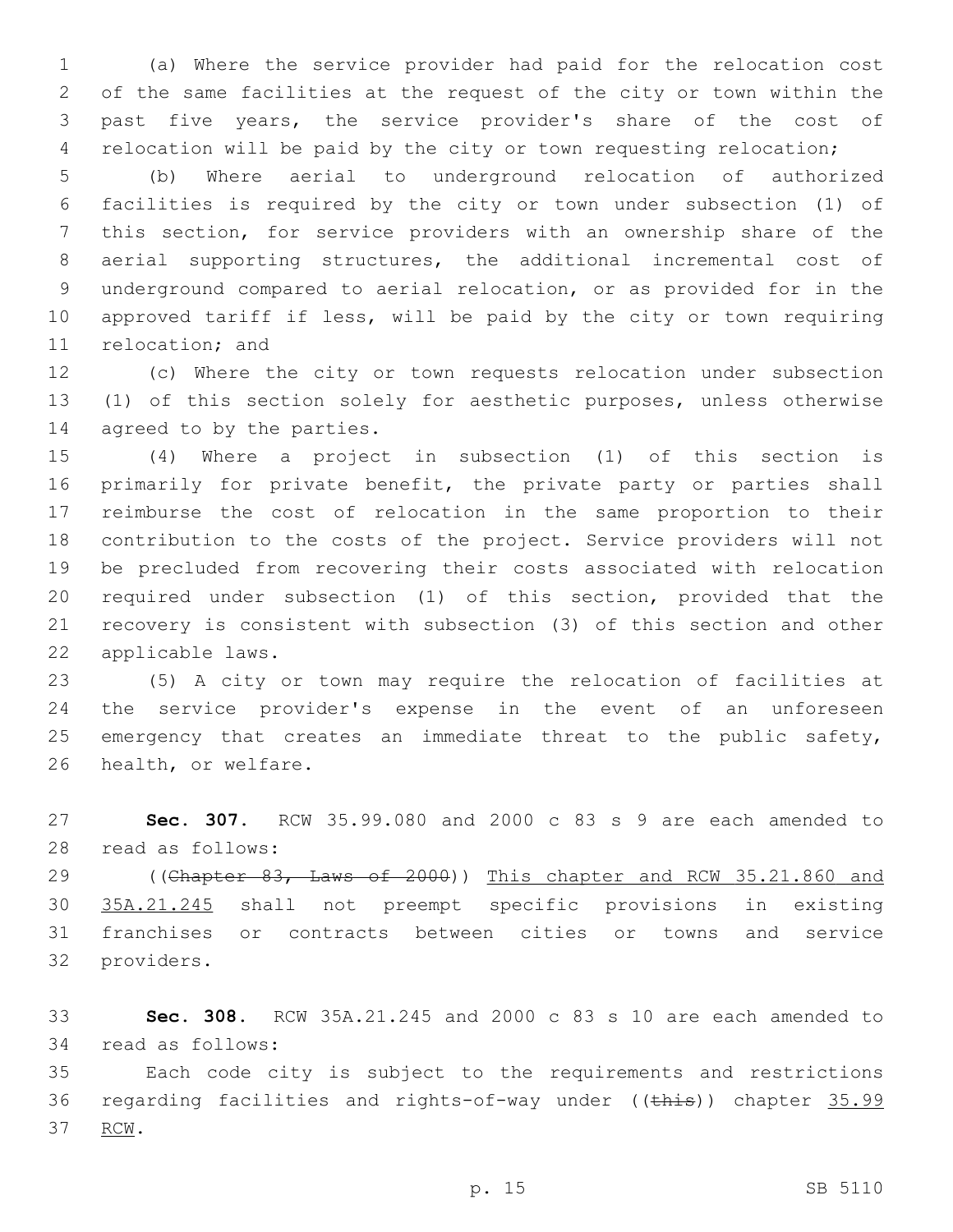(a) Where the service provider had paid for the relocation cost of the same facilities at the request of the city or town within the past five years, the service provider's share of the cost of relocation will be paid by the city or town requesting relocation;

(b) Where aerial to underground relocation of authorized facilities is required by the city or town under subsection (1) of this section, for service providers with an ownership share of the aerial supporting structures, the additional incremental cost of underground compared to aerial relocation, or as provided for in the approved tariff if less, will be paid by the city or town requiring relocation; and

(c) Where the city or town requests relocation under subsection (1) of this section solely for aesthetic purposes, unless otherwise agreed to by the parties.

(4) Where a project in subsection (1) of this section is primarily for private benefit, the private party or parties shall reimburse the cost of relocation in the same proportion to their contribution to the costs of the project. Service providers will not be precluded from recovering their costs associated with relocation required under subsection (1) of this section, provided that the recovery is consistent with subsection (3) of this section and other applicable laws.

(5) A city or town may require the relocation of facilities at the service provider's expense in the event of an unforeseen emergency that creates an immediate threat to the public safety, health, or welfare.

**Sec. 307.** RCW 35.99.080 and 2000 c 83 s 9 are each amended to read as follows:

((~~Chapter 83, Laws of 2000~~)) <u>This chapter and RCW 35.21.860 and 35A.21.245</u> shall not preempt specific provisions in existing franchises or contracts between cities or towns and service providers.

**Sec. 308.** RCW 35A.21.245 and 2000 c 83 s 10 are each amended to read as follows:

Each code city is subject to the requirements and restrictions regarding facilities and rights-of-way under ((~~this~~)) chapter <u>35.99 RCW</u>.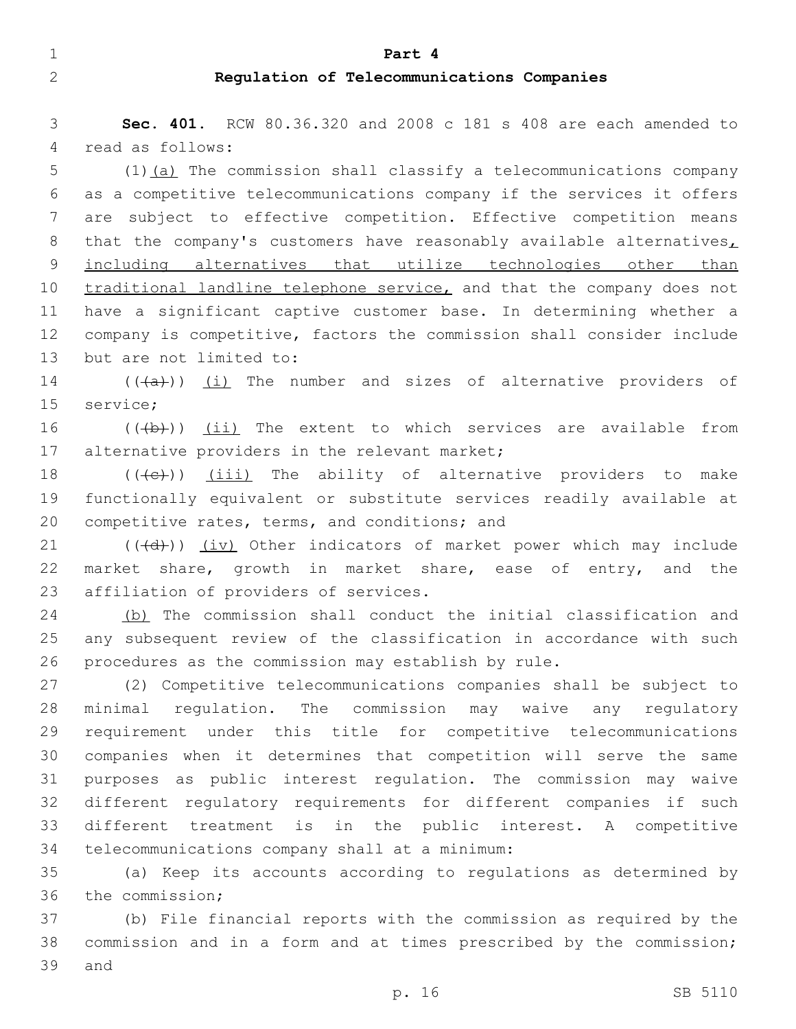## Part 4

## Regulation of Telecommunications Companies

**Sec. 401.** RCW 80.36.320 and 2008 c 181 s 408 are each amended to read as follows:

(1)(a) The commission shall classify a telecommunications company as a competitive telecommunications company if the services it offers are subject to effective competition. Effective competition means that the company's customers have reasonably available alternatives, including alternatives that utilize technologies other than traditional landline telephone service, and that the company does not have a significant captive customer base. In determining whether a company is competitive, factors the commission shall consider include but are not limited to:

(((a))) (i) The number and sizes of alternative providers of service;

(((b))) (ii) The extent to which services are available from alternative providers in the relevant market;

(((c))) (iii) The ability of alternative providers to make functionally equivalent or substitute services readily available at competitive rates, terms, and conditions; and

(((d))) (iv) Other indicators of market power which may include market share, growth in market share, ease of entry, and the affiliation of providers of services.

(b) The commission shall conduct the initial classification and any subsequent review of the classification in accordance with such procedures as the commission may establish by rule.

(2) Competitive telecommunications companies shall be subject to minimal regulation. The commission may waive any regulatory requirement under this title for competitive telecommunications companies when it determines that competition will serve the same purposes as public interest regulation. The commission may waive different regulatory requirements for different companies if such different treatment is in the public interest. A competitive telecommunications company shall at a minimum:

(a) Keep its accounts according to regulations as determined by the commission;

(b) File financial reports with the commission as required by the commission and in a form and at times prescribed by the commission; and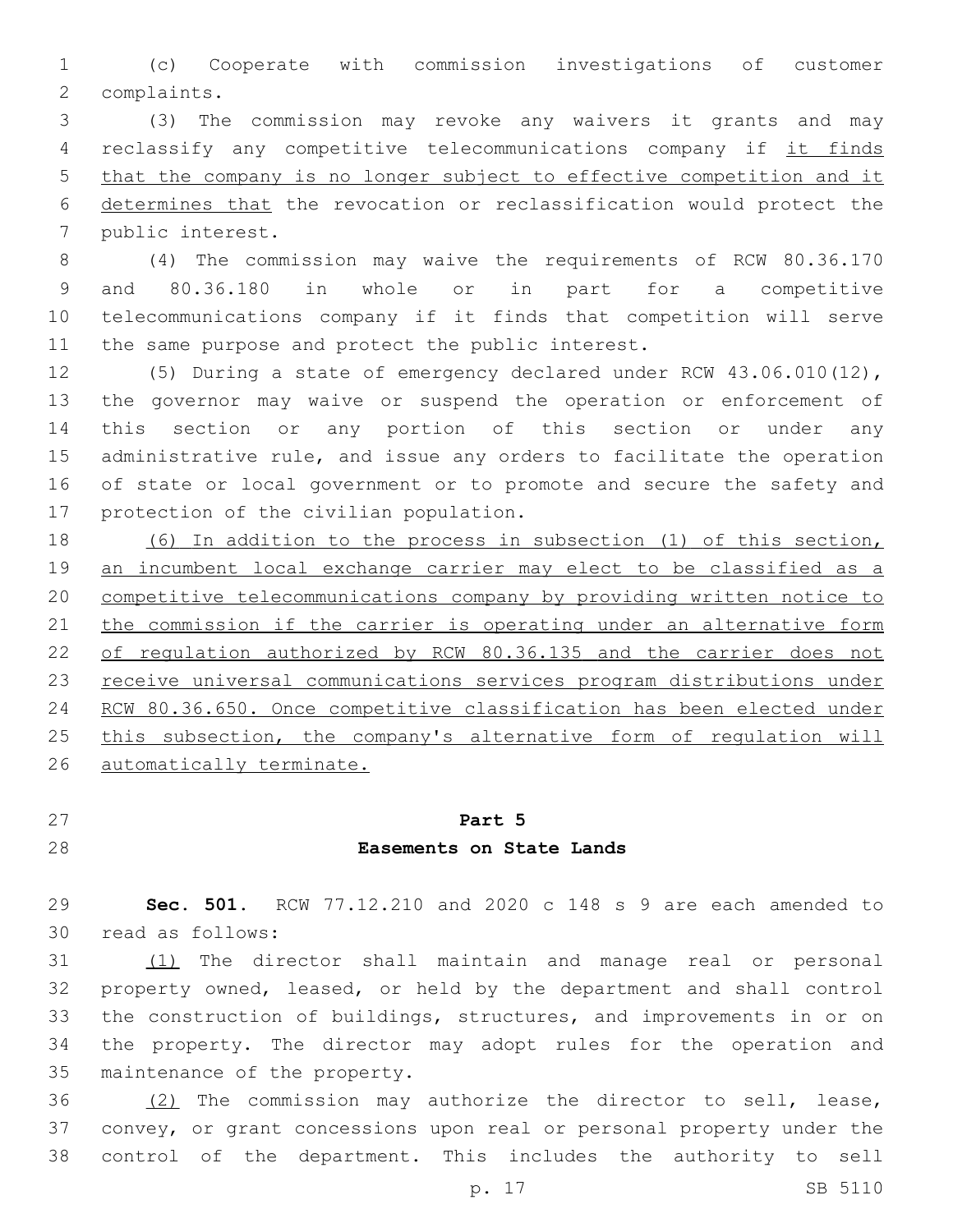(c) Cooperate with commission investigations of customer complaints.

(3) The commission may revoke any waivers it grants and may reclassify any competitive telecommunications company if <u>it finds that the company is no longer subject to effective competition and it determines that</u> the revocation or reclassification would protect the public interest.

(4) The commission may waive the requirements of RCW 80.36.170 and 80.36.180 in whole or in part for a competitive telecommunications company if it finds that competition will serve the same purpose and protect the public interest.

(5) During a state of emergency declared under RCW 43.06.010(12), the governor may waive or suspend the operation or enforcement of this section or any portion of this section or under any administrative rule, and issue any orders to facilitate the operation of state or local government or to promote and secure the safety and protection of the civilian population.

<u>(6) In addition to the process in subsection (1) of this section, an incumbent local exchange carrier may elect to be classified as a competitive telecommunications company by providing written notice to the commission if the carrier is operating under an alternative form of regulation authorized by RCW 80.36.135 and the carrier does not receive universal communications services program distributions under RCW 80.36.650. Once competitive classification has been elected under this subsection, the company's alternative form of regulation will automatically terminate.</u>

## Part 5
## Easements on State Lands

**Sec. 501.** RCW 77.12.210 and 2020 c 148 s 9 are each amended to read as follows:

<u>(1)</u> The director shall maintain and manage real or personal property owned, leased, or held by the department and shall control the construction of buildings, structures, and improvements in or on the property. The director may adopt rules for the operation and maintenance of the property.

<u>(2)</u> The commission may authorize the director to sell, lease, convey, or grant concessions upon real or personal property under the control of the department. This includes the authority to sell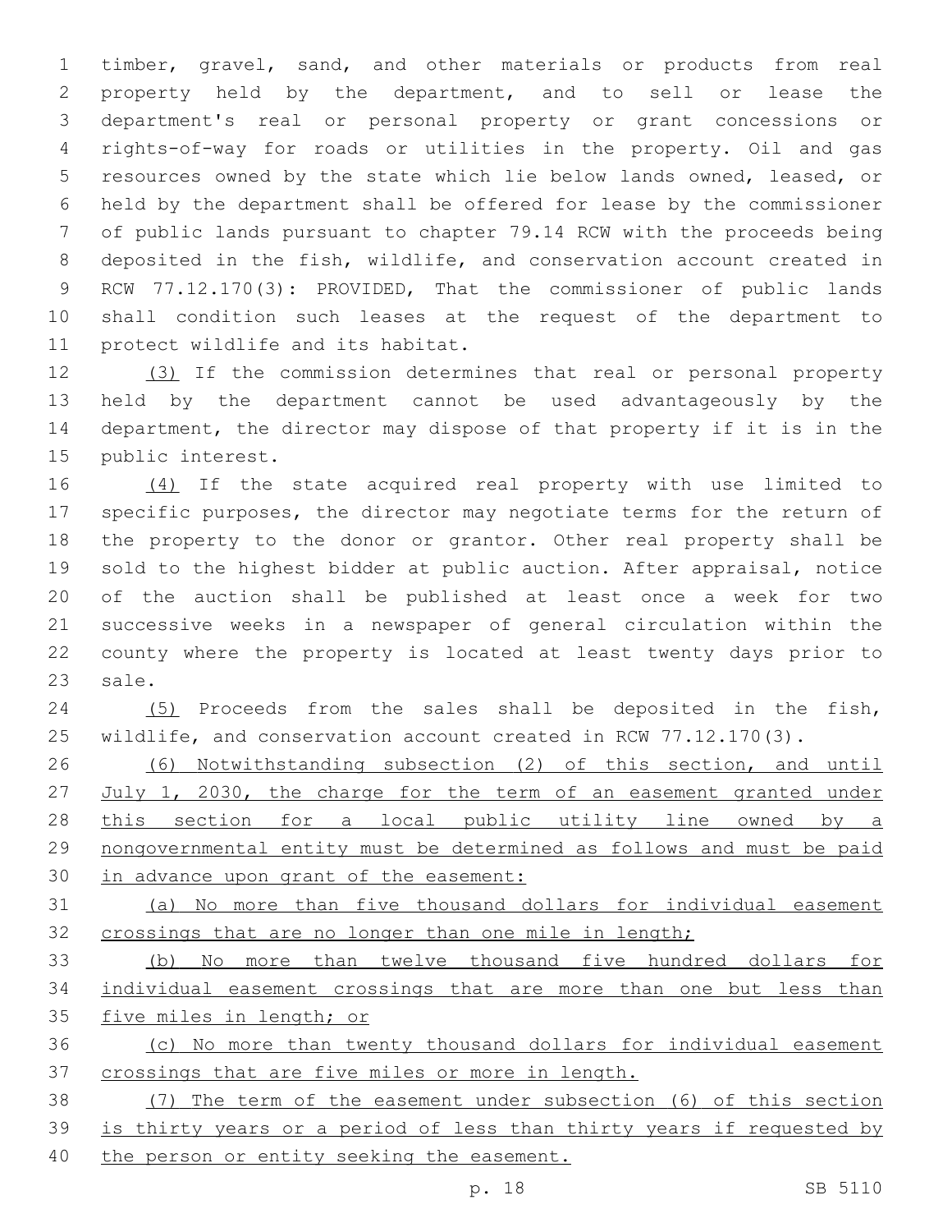timber, gravel, sand, and other materials or products from real property held by the department, and to sell or lease the department's real or personal property or grant concessions or rights-of-way for roads or utilities in the property. Oil and gas resources owned by the state which lie below lands owned, leased, or held by the department shall be offered for lease by the commissioner of public lands pursuant to chapter 79.14 RCW with the proceeds being deposited in the fish, wildlife, and conservation account created in RCW 77.12.170(3): PROVIDED, That the commissioner of public lands shall condition such leases at the request of the department to protect wildlife and its habitat.

(3) If the commission determines that real or personal property held by the department cannot be used advantageously by the department, the director may dispose of that property if it is in the public interest.

(4) If the state acquired real property with use limited to specific purposes, the director may negotiate terms for the return of the property to the donor or grantor. Other real property shall be sold to the highest bidder at public auction. After appraisal, notice of the auction shall be published at least once a week for two successive weeks in a newspaper of general circulation within the county where the property is located at least twenty days prior to sale.

(5) Proceeds from the sales shall be deposited in the fish, wildlife, and conservation account created in RCW 77.12.170(3).

(6) Notwithstanding subsection (2) of this section, and until July 1, 2030, the charge for the term of an easement granted under this section for a local public utility line owned by a nongovernmental entity must be determined as follows and must be paid in advance upon grant of the easement:

(a) No more than five thousand dollars for individual easement crossings that are no longer than one mile in length;

(b) No more than twelve thousand five hundred dollars for individual easement crossings that are more than one but less than five miles in length; or

(c) No more than twenty thousand dollars for individual easement crossings that are five miles or more in length.

(7) The term of the easement under subsection (6) of this section is thirty years or a period of less than thirty years if requested by the person or entity seeking the easement.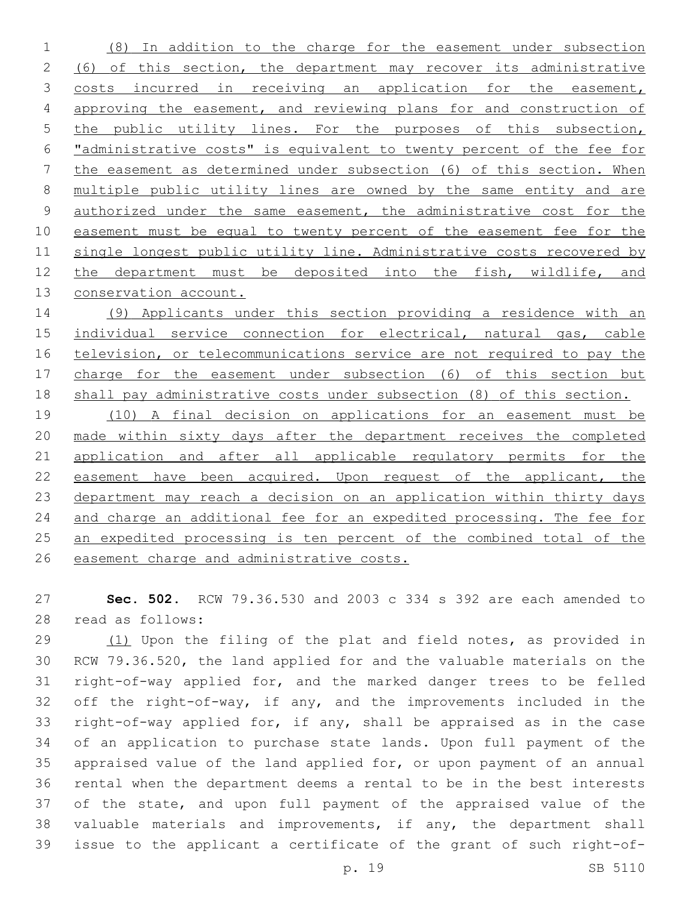(8) In addition to the charge for the easement under subsection (6) of this section, the department may recover its administrative costs incurred in receiving an application for the easement, approving the easement, and reviewing plans for and construction of the public utility lines. For the purposes of this subsection, "administrative costs" is equivalent to twenty percent of the fee for the easement as determined under subsection (6) of this section. When multiple public utility lines are owned by the same entity and are authorized under the same easement, the administrative cost for the easement must be equal to twenty percent of the easement fee for the single longest public utility line. Administrative costs recovered by the department must be deposited into the fish, wildlife, and conservation account.

(9) Applicants under this section providing a residence with an individual service connection for electrical, natural gas, cable television, or telecommunications service are not required to pay the charge for the easement under subsection (6) of this section but shall pay administrative costs under subsection (8) of this section.

(10) A final decision on applications for an easement must be made within sixty days after the department receives the completed application and after all applicable regulatory permits for the easement have been acquired. Upon request of the applicant, the department may reach a decision on an application within thirty days and charge an additional fee for an expedited processing. The fee for an expedited processing is ten percent of the combined total of the easement charge and administrative costs.

**Sec. 502.** RCW 79.36.530 and 2003 c 334 s 392 are each amended to read as follows:

(1) Upon the filing of the plat and field notes, as provided in RCW 79.36.520, the land applied for and the valuable materials on the right-of-way applied for, and the marked danger trees to be felled off the right-of-way, if any, and the improvements included in the right-of-way applied for, if any, shall be appraised as in the case of an application to purchase state lands. Upon full payment of the appraised value of the land applied for, or upon payment of an annual rental when the department deems a rental to be in the best interests of the state, and upon full payment of the appraised value of the valuable materials and improvements, if any, the department shall issue to the applicant a certificate of the grant of such right-of-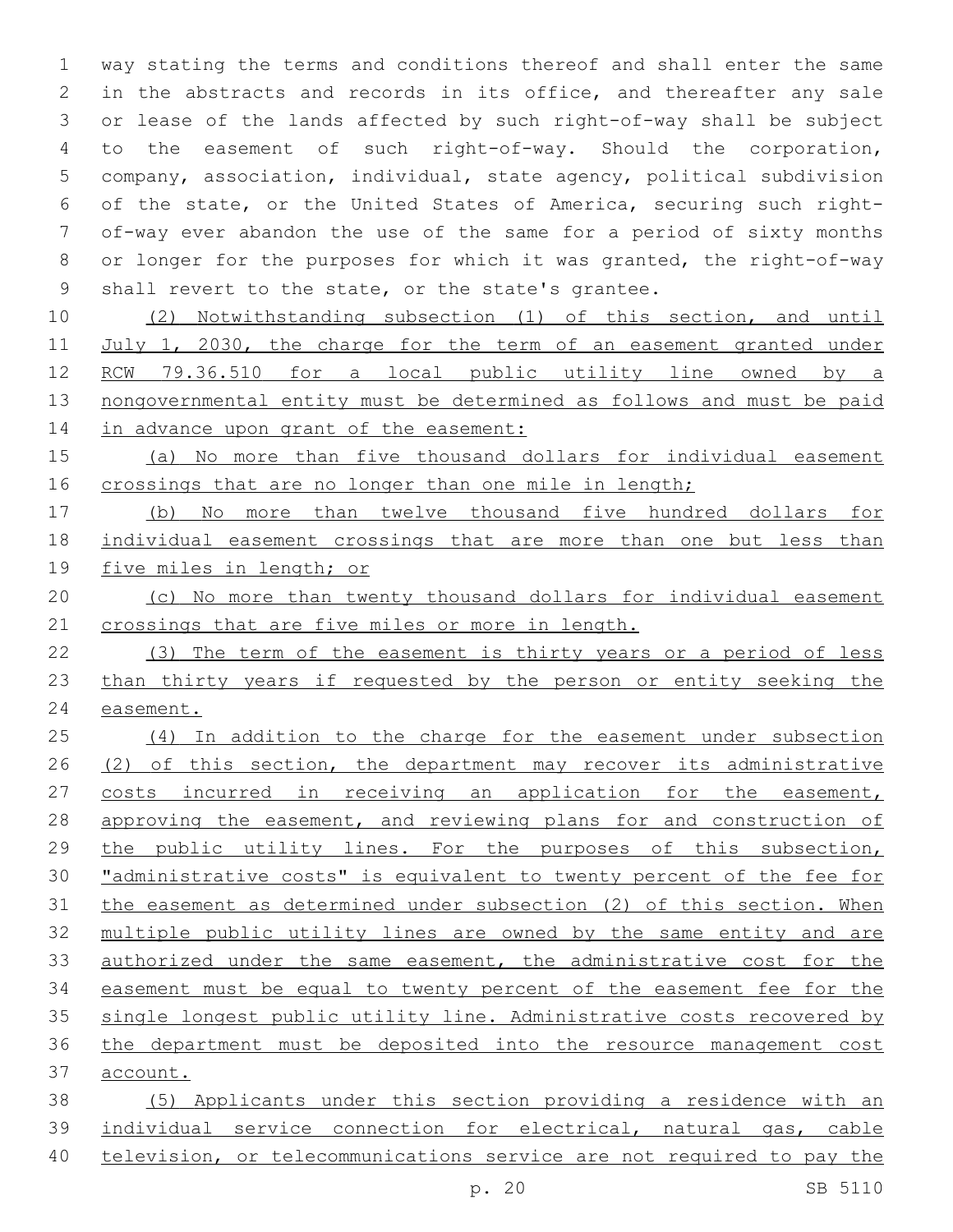way stating the terms and conditions thereof and shall enter the same in the abstracts and records in its office, and thereafter any sale or lease of the lands affected by such right-of-way shall be subject to the easement of such right-of-way. Should the corporation, company, association, individual, state agency, political subdivision of the state, or the United States of America, securing such right-of-way ever abandon the use of the same for a period of sixty months or longer for the purposes for which it was granted, the right-of-way shall revert to the state, or the state's grantee.

(2) Notwithstanding subsection (1) of this section, and until July 1, 2030, the charge for the term of an easement granted under RCW 79.36.510 for a local public utility line owned by a nongovernmental entity must be determined as follows and must be paid in advance upon grant of the easement:

(a) No more than five thousand dollars for individual easement crossings that are no longer than one mile in length;

(b) No more than twelve thousand five hundred dollars for individual easement crossings that are more than one but less than five miles in length; or

(c) No more than twenty thousand dollars for individual easement crossings that are five miles or more in length.

(3) The term of the easement is thirty years or a period of less than thirty years if requested by the person or entity seeking the easement.

(4) In addition to the charge for the easement under subsection (2) of this section, the department may recover its administrative costs incurred in receiving an application for the easement, approving the easement, and reviewing plans for and construction of the public utility lines. For the purposes of this subsection, "administrative costs" is equivalent to twenty percent of the fee for the easement as determined under subsection (2) of this section. When multiple public utility lines are owned by the same entity and are authorized under the same easement, the administrative cost for the easement must be equal to twenty percent of the easement fee for the single longest public utility line. Administrative costs recovered by the department must be deposited into the resource management cost account.

(5) Applicants under this section providing a residence with an individual service connection for electrical, natural gas, cable television, or telecommunications service are not required to pay the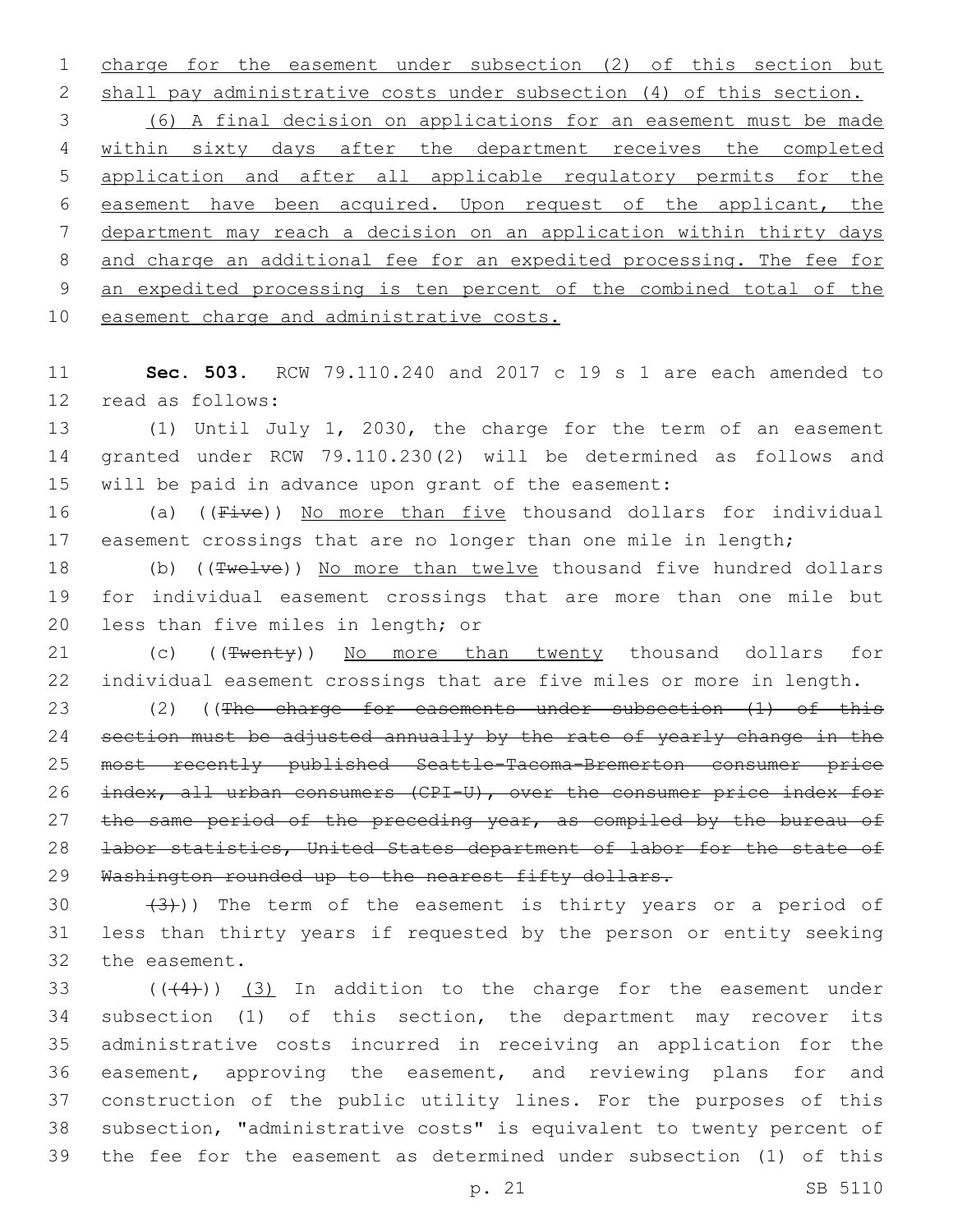charge for the easement under subsection (2) of this section but shall pay administrative costs under subsection (4) of this section.

(6) A final decision on applications for an easement must be made within sixty days after the department receives the completed application and after all applicable regulatory permits for the easement have been acquired. Upon request of the applicant, the department may reach a decision on an application within thirty days and charge an additional fee for an expedited processing. The fee for an expedited processing is ten percent of the combined total of the easement charge and administrative costs.

**Sec. 503.** RCW 79.110.240 and 2017 c 19 s 1 are each amended to read as follows:

(1) Until July 1, 2030, the charge for the term of an easement granted under RCW 79.110.230(2) will be determined as follows and will be paid in advance upon grant of the easement:

(a) ((~~Five~~)) No more than five thousand dollars for individual easement crossings that are no longer than one mile in length;

(b) ((~~Twelve~~)) No more than twelve thousand five hundred dollars for individual easement crossings that are more than one mile but less than five miles in length; or

(c) ((~~Twenty~~)) No more than twenty thousand dollars for individual easement crossings that are five miles or more in length.

(2) ((~~The charge for easements under subsection (1) of this section must be adjusted annually by the rate of yearly change in the most recently published Seattle-Tacoma-Bremerton consumer price index, all urban consumers (CPI-U), over the consumer price index for the same period of the preceding year, as compiled by the bureau of labor statistics, United States department of labor for the state of Washington rounded up to the nearest fifty dollars.~~

~~(3)~~)) The term of the easement is thirty years or a period of less than thirty years if requested by the person or entity seeking the easement.

((~~(4)~~)) (3) In addition to the charge for the easement under subsection (1) of this section, the department may recover its administrative costs incurred in receiving an application for the easement, approving the easement, and reviewing plans for and construction of the public utility lines. For the purposes of this subsection, "administrative costs" is equivalent to twenty percent of the fee for the easement as determined under subsection (1) of this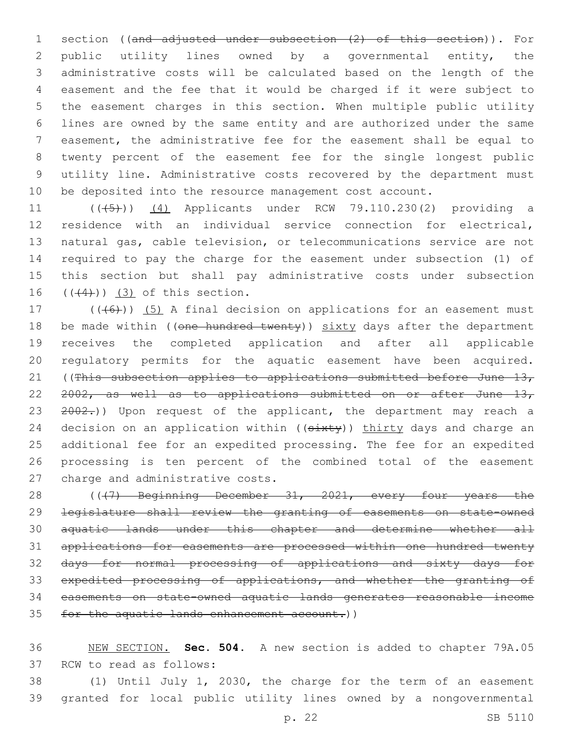section ((~~and adjusted under subsection (2) of this section~~)). For public utility lines owned by a governmental entity, the administrative costs will be calculated based on the length of the easement and the fee that it would be charged if it were subject to the easement charges in this section. When multiple public utility lines are owned by the same entity and are authorized under the same easement, the administrative fee for the easement shall be equal to twenty percent of the easement fee for the single longest public utility line. Administrative costs recovered by the department must be deposited into the resource management cost account.

((~~(5)~~)) <u>(4)</u> Applicants under RCW 79.110.230(2) providing a residence with an individual service connection for electrical, natural gas, cable television, or telecommunications service are not required to pay the charge for the easement under subsection (1) of this section but shall pay administrative costs under subsection ((~~(4)~~)) <u>(3)</u> of this section.

((~~(6)~~)) <u>(5)</u> A final decision on applications for an easement must be made within ((~~one hundred twenty~~)) <u>sixty</u> days after the department receives the completed application and after all applicable regulatory permits for the aquatic easement have been acquired. ((~~This subsection applies to applications submitted before June 13, 2002, as well as to applications submitted on or after June 13, 2002.~~)) Upon request of the applicant, the department may reach a decision on an application within ((~~sixty~~)) <u>thirty</u> days and charge an additional fee for an expedited processing. The fee for an expedited processing is ten percent of the combined total of the easement charge and administrative costs.

((~~(7) Beginning December 31, 2021, every four years the legislature shall review the granting of easements on state-owned aquatic lands under this chapter and determine whether all applications for easements are processed within one hundred twenty days for normal processing of applications and sixty days for expedited processing of applications, and whether the granting of easements on state-owned aquatic lands generates reasonable income for the aquatic lands enhancement account.~~))

<u>NEW SECTION.</u> **Sec. 504.** A new section is added to chapter 79A.05 RCW to read as follows:

(1) Until July 1, 2030, the charge for the term of an easement granted for local public utility lines owned by a nongovernmental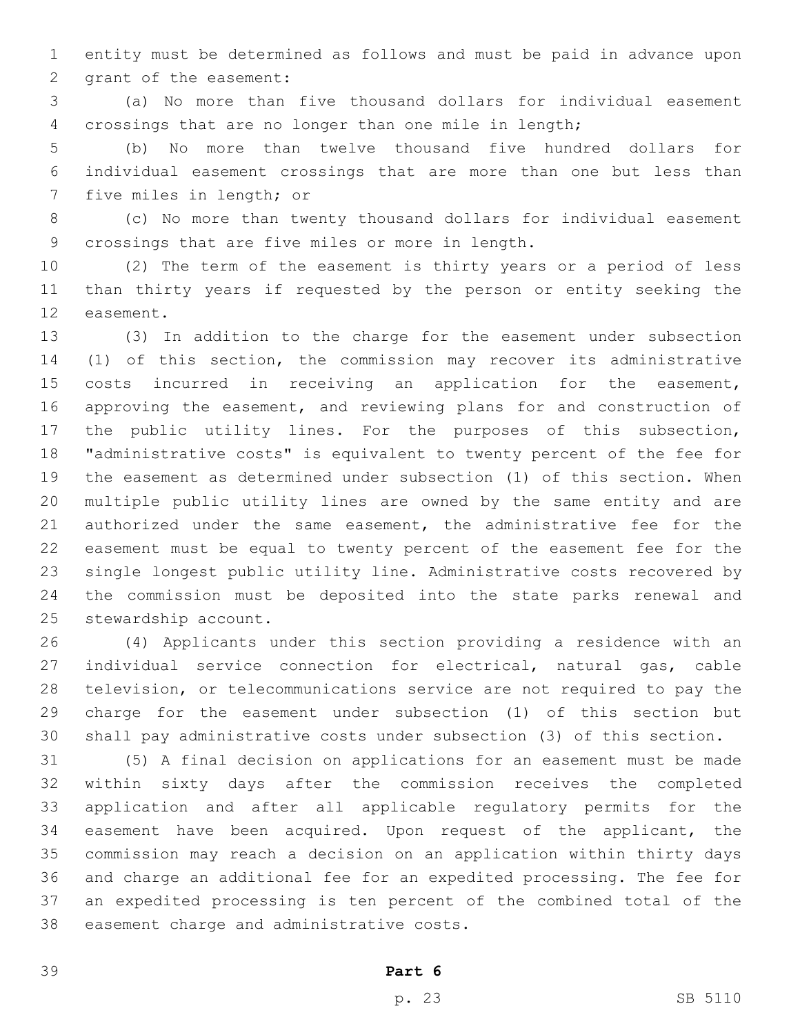entity must be determined as follows and must be paid in advance upon grant of the easement:

(a) No more than five thousand dollars for individual easement crossings that are no longer than one mile in length;

(b) No more than twelve thousand five hundred dollars for individual easement crossings that are more than one but less than five miles in length; or

(c) No more than twenty thousand dollars for individual easement crossings that are five miles or more in length.

(2) The term of the easement is thirty years or a period of less than thirty years if requested by the person or entity seeking the easement.

(3) In addition to the charge for the easement under subsection (1) of this section, the commission may recover its administrative costs incurred in receiving an application for the easement, approving the easement, and reviewing plans for and construction of the public utility lines. For the purposes of this subsection, "administrative costs" is equivalent to twenty percent of the fee for the easement as determined under subsection (1) of this section. When multiple public utility lines are owned by the same entity and are authorized under the same easement, the administrative fee for the easement must be equal to twenty percent of the easement fee for the single longest public utility line. Administrative costs recovered by the commission must be deposited into the state parks renewal and stewardship account.

(4) Applicants under this section providing a residence with an individual service connection for electrical, natural gas, cable television, or telecommunications service are not required to pay the charge for the easement under subsection (1) of this section but shall pay administrative costs under subsection (3) of this section.

(5) A final decision on applications for an easement must be made within sixty days after the commission receives the completed application and after all applicable regulatory permits for the easement have been acquired. Upon request of the applicant, the commission may reach a decision on an application within thirty days and charge an additional fee for an expedited processing. The fee for an expedited processing is ten percent of the combined total of the easement charge and administrative costs.

**Part 6**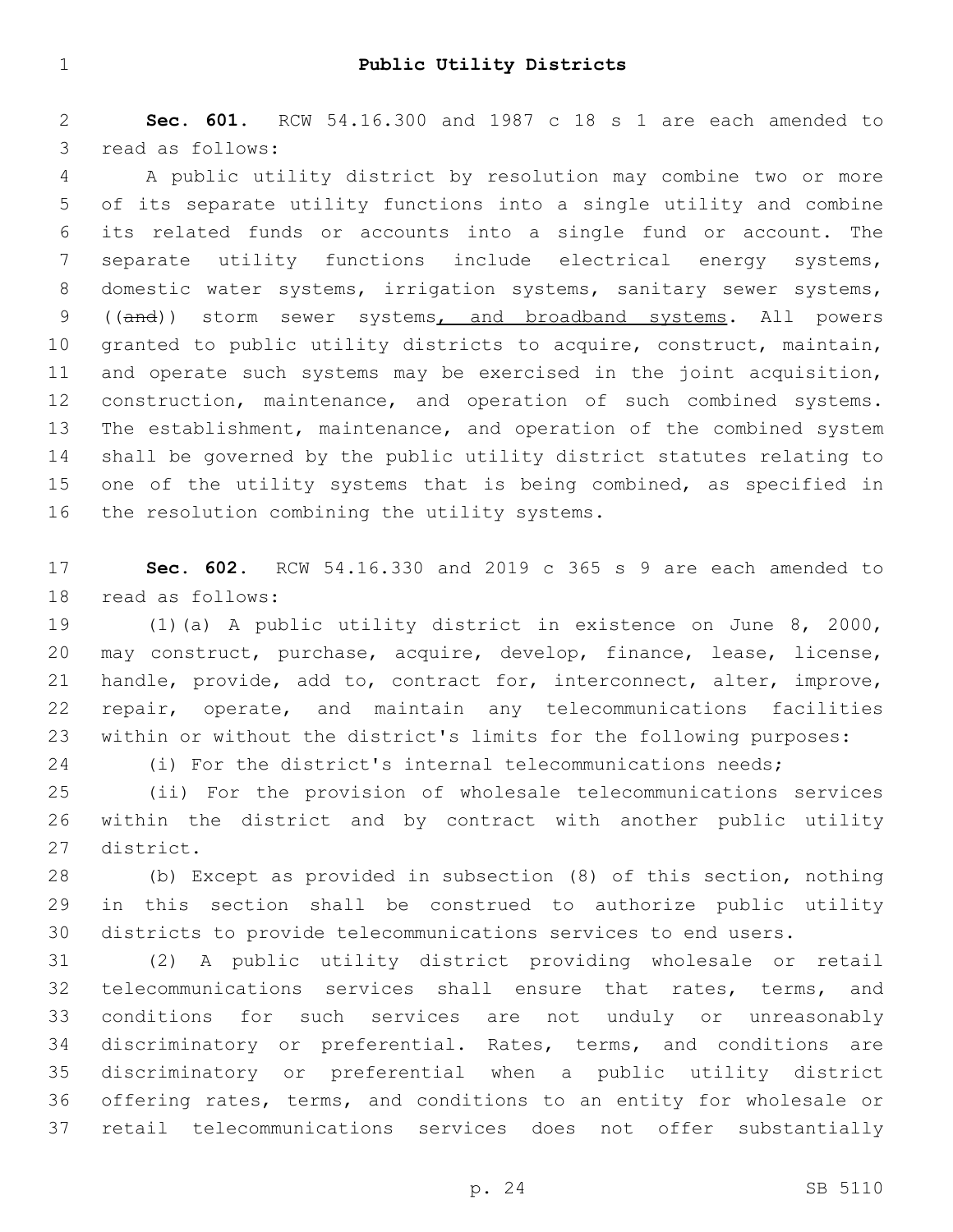# Public Utility Districts

**Sec. 601.** RCW 54.16.300 and 1987 c 18 s 1 are each amended to read as follows:

A public utility district by resolution may combine two or more of its separate utility functions into a single utility and combine its related funds or accounts into a single fund or account. The separate utility functions include electrical energy systems, domestic water systems, irrigation systems, sanitary sewer systems, ((~~and~~)) storm sewer systems, and broadband systems. All powers granted to public utility districts to acquire, construct, maintain, and operate such systems may be exercised in the joint acquisition, construction, maintenance, and operation of such combined systems. The establishment, maintenance, and operation of the combined system shall be governed by the public utility district statutes relating to one of the utility systems that is being combined, as specified in the resolution combining the utility systems.

**Sec. 602.** RCW 54.16.330 and 2019 c 365 s 9 are each amended to read as follows:

(1)(a) A public utility district in existence on June 8, 2000, may construct, purchase, acquire, develop, finance, lease, license, handle, provide, add to, contract for, interconnect, alter, improve, repair, operate, and maintain any telecommunications facilities within or without the district's limits for the following purposes:

(i) For the district's internal telecommunications needs;

(ii) For the provision of wholesale telecommunications services within the district and by contract with another public utility district.

(b) Except as provided in subsection (8) of this section, nothing in this section shall be construed to authorize public utility districts to provide telecommunications services to end users.

(2) A public utility district providing wholesale or retail telecommunications services shall ensure that rates, terms, and conditions for such services are not unduly or unreasonably discriminatory or preferential. Rates, terms, and conditions are discriminatory or preferential when a public utility district offering rates, terms, and conditions to an entity for wholesale or retail telecommunications services does not offer substantially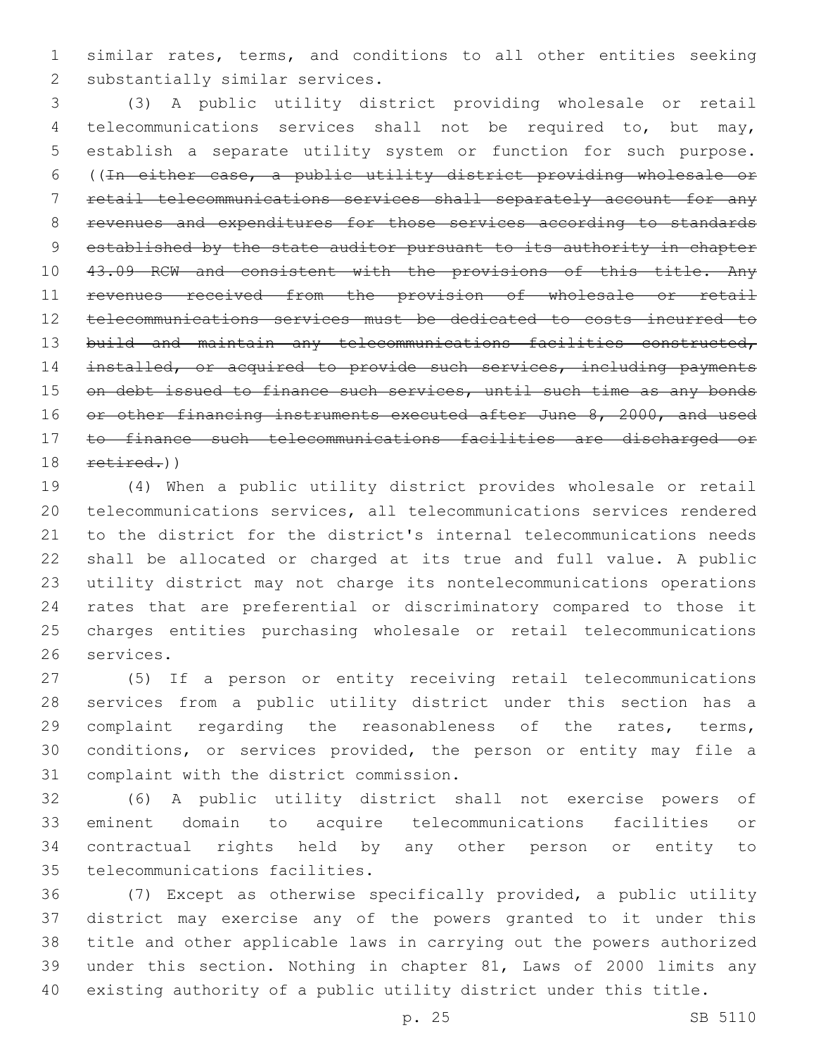similar rates, terms, and conditions to all other entities seeking substantially similar services.

(3) A public utility district providing wholesale or retail telecommunications services shall not be required to, but may, establish a separate utility system or function for such purpose. ((~~In either case, a public utility district providing wholesale or retail telecommunications services shall separately account for any revenues and expenditures for those services according to standards established by the state auditor pursuant to its authority in chapter 43.09 RCW and consistent with the provisions of this title. Any revenues received from the provision of wholesale or retail telecommunications services must be dedicated to costs incurred to build and maintain any telecommunications facilities constructed, installed, or acquired to provide such services, including payments on debt issued to finance such services, until such time as any bonds or other financing instruments executed after June 8, 2000, and used to finance such telecommunications facilities are discharged or retired.~~))

(4) When a public utility district provides wholesale or retail telecommunications services, all telecommunications services rendered to the district for the district's internal telecommunications needs shall be allocated or charged at its true and full value. A public utility district may not charge its nontelecommunications operations rates that are preferential or discriminatory compared to those it charges entities purchasing wholesale or retail telecommunications services.

(5) If a person or entity receiving retail telecommunications services from a public utility district under this section has a complaint regarding the reasonableness of the rates, terms, conditions, or services provided, the person or entity may file a complaint with the district commission.

(6) A public utility district shall not exercise powers of eminent domain to acquire telecommunications facilities or contractual rights held by any other person or entity to telecommunications facilities.

(7) Except as otherwise specifically provided, a public utility district may exercise any of the powers granted to it under this title and other applicable laws in carrying out the powers authorized under this section. Nothing in chapter 81, Laws of 2000 limits any existing authority of a public utility district under this title.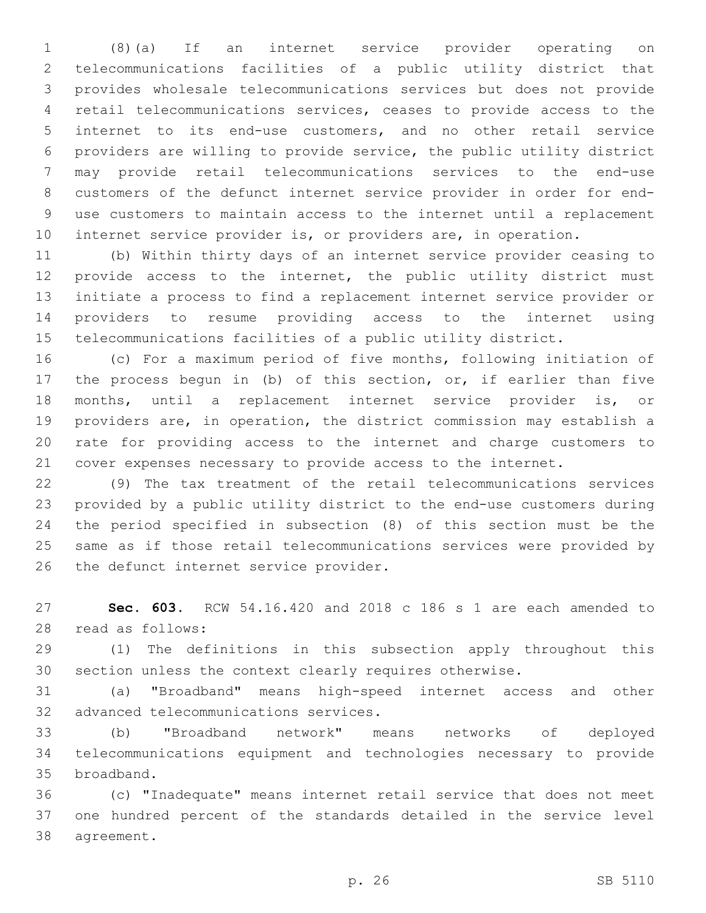(8)(a) If an internet service provider operating on telecommunications facilities of a public utility district that provides wholesale telecommunications services but does not provide retail telecommunications services, ceases to provide access to the internet to its end-use customers, and no other retail service providers are willing to provide service, the public utility district may provide retail telecommunications services to the end-use customers of the defunct internet service provider in order for end-use customers to maintain access to the internet until a replacement internet service provider is, or providers are, in operation.

(b) Within thirty days of an internet service provider ceasing to provide access to the internet, the public utility district must initiate a process to find a replacement internet service provider or providers to resume providing access to the internet using telecommunications facilities of a public utility district.

(c) For a maximum period of five months, following initiation of the process begun in (b) of this section, or, if earlier than five months, until a replacement internet service provider is, or providers are, in operation, the district commission may establish a rate for providing access to the internet and charge customers to cover expenses necessary to provide access to the internet.

(9) The tax treatment of the retail telecommunications services provided by a public utility district to the end-use customers during the period specified in subsection (8) of this section must be the same as if those retail telecommunications services were provided by the defunct internet service provider.

**Sec. 603.** RCW 54.16.420 and 2018 c 186 s 1 are each amended to read as follows:

(1) The definitions in this subsection apply throughout this section unless the context clearly requires otherwise.

(a) "Broadband" means high-speed internet access and other advanced telecommunications services.

(b) "Broadband network" means networks of deployed telecommunications equipment and technologies necessary to provide broadband.

(c) "Inadequate" means internet retail service that does not meet one hundred percent of the standards detailed in the service level agreement.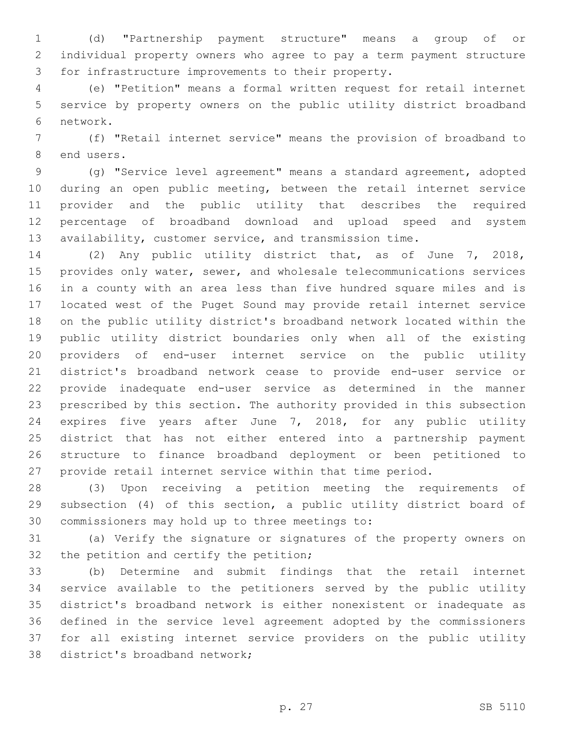(d) "Partnership payment structure" means a group of or individual property owners who agree to pay a term payment structure for infrastructure improvements to their property.

(e) "Petition" means a formal written request for retail internet service by property owners on the public utility district broadband network.

(f) "Retail internet service" means the provision of broadband to end users.

(g) "Service level agreement" means a standard agreement, adopted during an open public meeting, between the retail internet service provider and the public utility that describes the required percentage of broadband download and upload speed and system availability, customer service, and transmission time.

(2) Any public utility district that, as of June 7, 2018, provides only water, sewer, and wholesale telecommunications services in a county with an area less than five hundred square miles and is located west of the Puget Sound may provide retail internet service on the public utility district's broadband network located within the public utility district boundaries only when all of the existing providers of end-user internet service on the public utility district's broadband network cease to provide end-user service or provide inadequate end-user service as determined in the manner prescribed by this section. The authority provided in this subsection expires five years after June 7, 2018, for any public utility district that has not either entered into a partnership payment structure to finance broadband deployment or been petitioned to provide retail internet service within that time period.

(3) Upon receiving a petition meeting the requirements of subsection (4) of this section, a public utility district board of commissioners may hold up to three meetings to:

(a) Verify the signature or signatures of the property owners on the petition and certify the petition;

(b) Determine and submit findings that the retail internet service available to the petitioners served by the public utility district's broadband network is either nonexistent or inadequate as defined in the service level agreement adopted by the commissioners for all existing internet service providers on the public utility district's broadband network;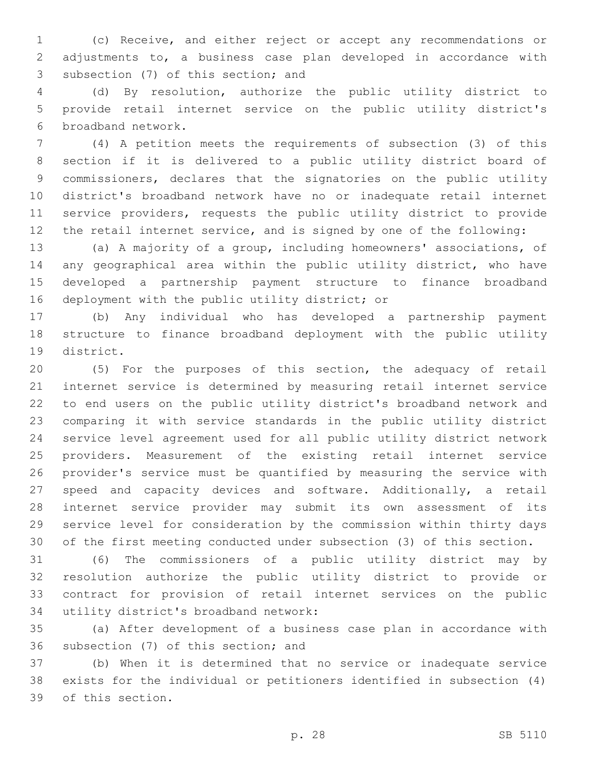(c) Receive, and either reject or accept any recommendations or adjustments to, a business case plan developed in accordance with subsection (7) of this section; and

(d) By resolution, authorize the public utility district to provide retail internet service on the public utility district's broadband network.

(4) A petition meets the requirements of subsection (3) of this section if it is delivered to a public utility district board of commissioners, declares that the signatories on the public utility district's broadband network have no or inadequate retail internet service providers, requests the public utility district to provide the retail internet service, and is signed by one of the following:

(a) A majority of a group, including homeowners' associations, of any geographical area within the public utility district, who have developed a partnership payment structure to finance broadband deployment with the public utility district; or

(b) Any individual who has developed a partnership payment structure to finance broadband deployment with the public utility district.

(5) For the purposes of this section, the adequacy of retail internet service is determined by measuring retail internet service to end users on the public utility district's broadband network and comparing it with service standards in the public utility district service level agreement used for all public utility district network providers. Measurement of the existing retail internet service provider's service must be quantified by measuring the service with speed and capacity devices and software. Additionally, a retail internet service provider may submit its own assessment of its service level for consideration by the commission within thirty days of the first meeting conducted under subsection (3) of this section.

(6) The commissioners of a public utility district may by resolution authorize the public utility district to provide or contract for provision of retail internet services on the public utility district's broadband network:

(a) After development of a business case plan in accordance with subsection (7) of this section; and

(b) When it is determined that no service or inadequate service exists for the individual or petitioners identified in subsection (4) of this section.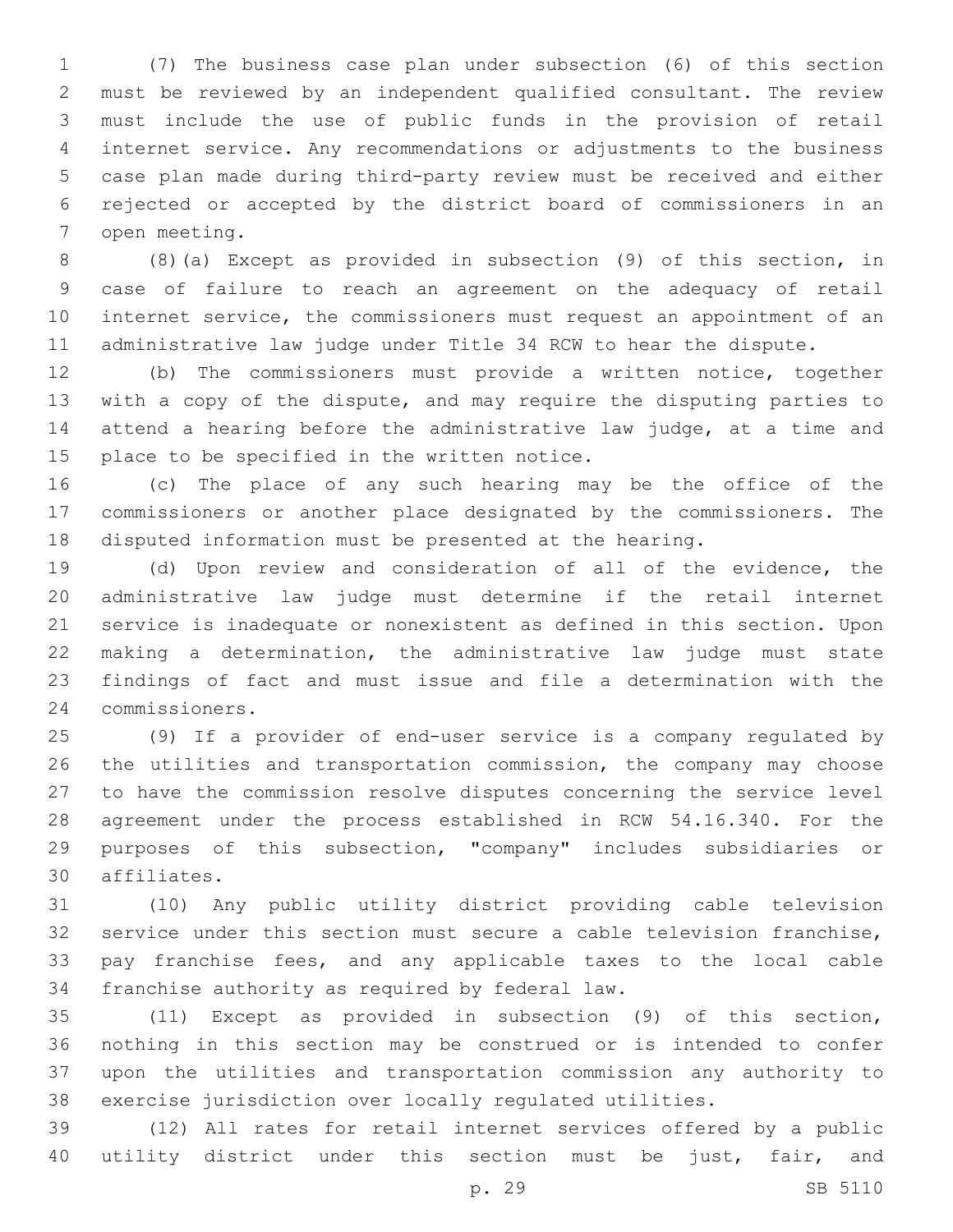(7) The business case plan under subsection (6) of this section must be reviewed by an independent qualified consultant. The review must include the use of public funds in the provision of retail internet service. Any recommendations or adjustments to the business case plan made during third-party review must be received and either rejected or accepted by the district board of commissioners in an open meeting.

(8)(a) Except as provided in subsection (9) of this section, in case of failure to reach an agreement on the adequacy of retail internet service, the commissioners must request an appointment of an administrative law judge under Title 34 RCW to hear the dispute.

(b) The commissioners must provide a written notice, together with a copy of the dispute, and may require the disputing parties to attend a hearing before the administrative law judge, at a time and place to be specified in the written notice.

(c) The place of any such hearing may be the office of the commissioners or another place designated by the commissioners. The disputed information must be presented at the hearing.

(d) Upon review and consideration of all of the evidence, the administrative law judge must determine if the retail internet service is inadequate or nonexistent as defined in this section. Upon making a determination, the administrative law judge must state findings of fact and must issue and file a determination with the commissioners.

(9) If a provider of end-user service is a company regulated by the utilities and transportation commission, the company may choose to have the commission resolve disputes concerning the service level agreement under the process established in RCW 54.16.340. For the purposes of this subsection, "company" includes subsidiaries or affiliates.

(10) Any public utility district providing cable television service under this section must secure a cable television franchise, pay franchise fees, and any applicable taxes to the local cable franchise authority as required by federal law.

(11) Except as provided in subsection (9) of this section, nothing in this section may be construed or is intended to confer upon the utilities and transportation commission any authority to exercise jurisdiction over locally regulated utilities.

(12) All rates for retail internet services offered by a public utility district under this section must be just, fair, and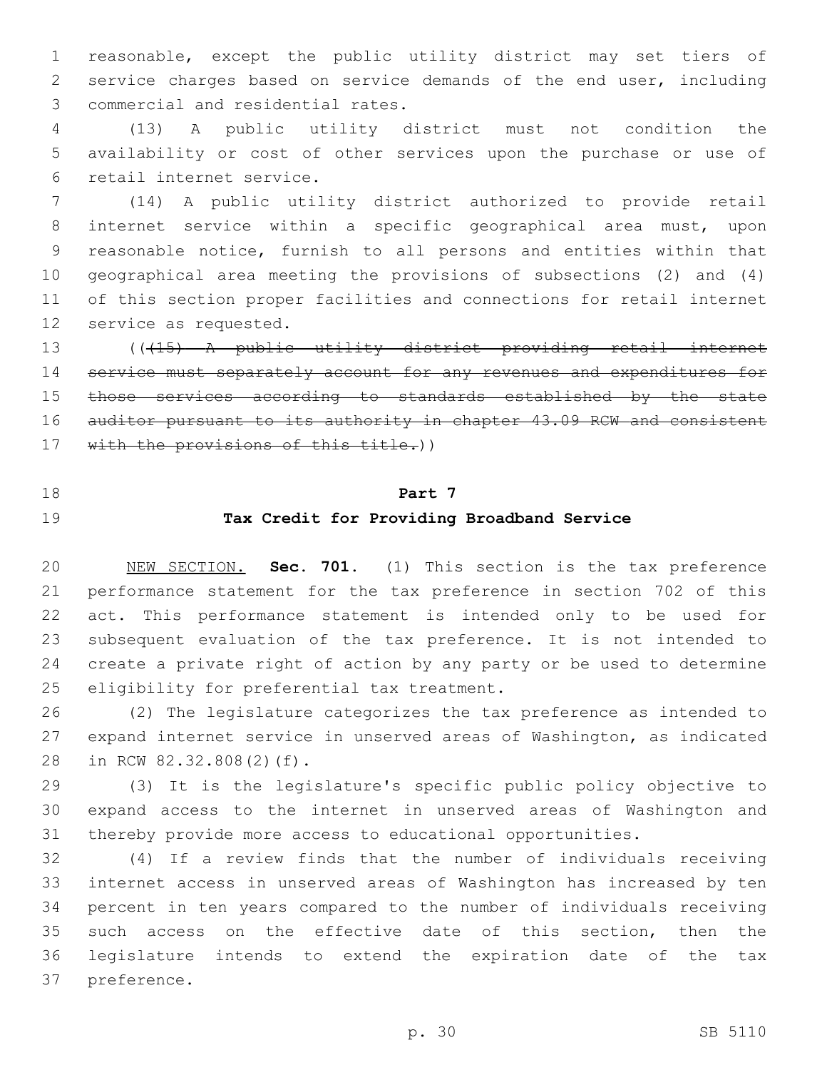reasonable, except the public utility district may set tiers of service charges based on service demands of the end user, including commercial and residential rates.

(13) A public utility district must not condition the availability or cost of other services upon the purchase or use of retail internet service.

(14) A public utility district authorized to provide retail internet service within a specific geographical area must, upon reasonable notice, furnish to all persons and entities within that geographical area meeting the provisions of subsections (2) and (4) of this section proper facilities and connections for retail internet service as requested.

((~~(15) A public utility district providing retail internet service must separately account for any revenues and expenditures for those services according to standards established by the state auditor pursuant to its authority in chapter 43.09 RCW and consistent with the provisions of this title.~~))

## Part 7
## Tax Credit for Providing Broadband Service

NEW SECTION. **Sec. 701.** (1) This section is the tax preference performance statement for the tax preference in section 702 of this act. This performance statement is intended only to be used for subsequent evaluation of the tax preference. It is not intended to create a private right of action by any party or be used to determine eligibility for preferential tax treatment.

(2) The legislature categorizes the tax preference as intended to expand internet service in unserved areas of Washington, as indicated in RCW 82.32.808(2)(f).

(3) It is the legislature's specific public policy objective to expand access to the internet in unserved areas of Washington and thereby provide more access to educational opportunities.

(4) If a review finds that the number of individuals receiving internet access in unserved areas of Washington has increased by ten percent in ten years compared to the number of individuals receiving such access on the effective date of this section, then the legislature intends to extend the expiration date of the tax preference.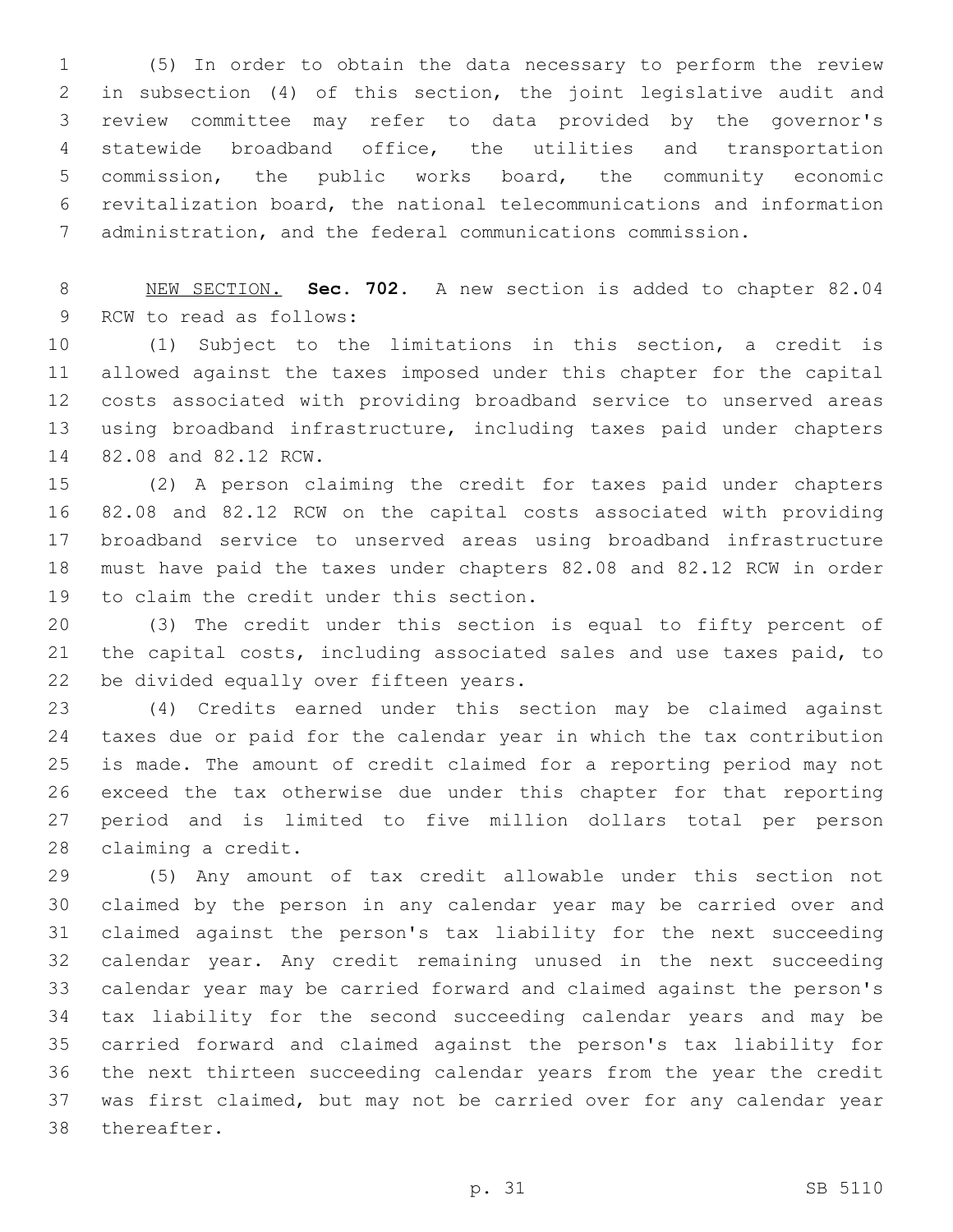(5) In order to obtain the data necessary to perform the review in subsection (4) of this section, the joint legislative audit and review committee may refer to data provided by the governor's statewide broadband office, the utilities and transportation commission, the public works board, the community economic revitalization board, the national telecommunications and information administration, and the federal communications commission.

NEW SECTION. **Sec. 702.** A new section is added to chapter 82.04 RCW to read as follows:

(1) Subject to the limitations in this section, a credit is allowed against the taxes imposed under this chapter for the capital costs associated with providing broadband service to unserved areas using broadband infrastructure, including taxes paid under chapters 82.08 and 82.12 RCW.

(2) A person claiming the credit for taxes paid under chapters 82.08 and 82.12 RCW on the capital costs associated with providing broadband service to unserved areas using broadband infrastructure must have paid the taxes under chapters 82.08 and 82.12 RCW in order to claim the credit under this section.

(3) The credit under this section is equal to fifty percent of the capital costs, including associated sales and use taxes paid, to be divided equally over fifteen years.

(4) Credits earned under this section may be claimed against taxes due or paid for the calendar year in which the tax contribution is made. The amount of credit claimed for a reporting period may not exceed the tax otherwise due under this chapter for that reporting period and is limited to five million dollars total per person claiming a credit.

(5) Any amount of tax credit allowable under this section not claimed by the person in any calendar year may be carried over and claimed against the person's tax liability for the next succeeding calendar year. Any credit remaining unused in the next succeeding calendar year may be carried forward and claimed against the person's tax liability for the second succeeding calendar years and may be carried forward and claimed against the person's tax liability for the next thirteen succeeding calendar years from the year the credit was first claimed, but may not be carried over for any calendar year thereafter.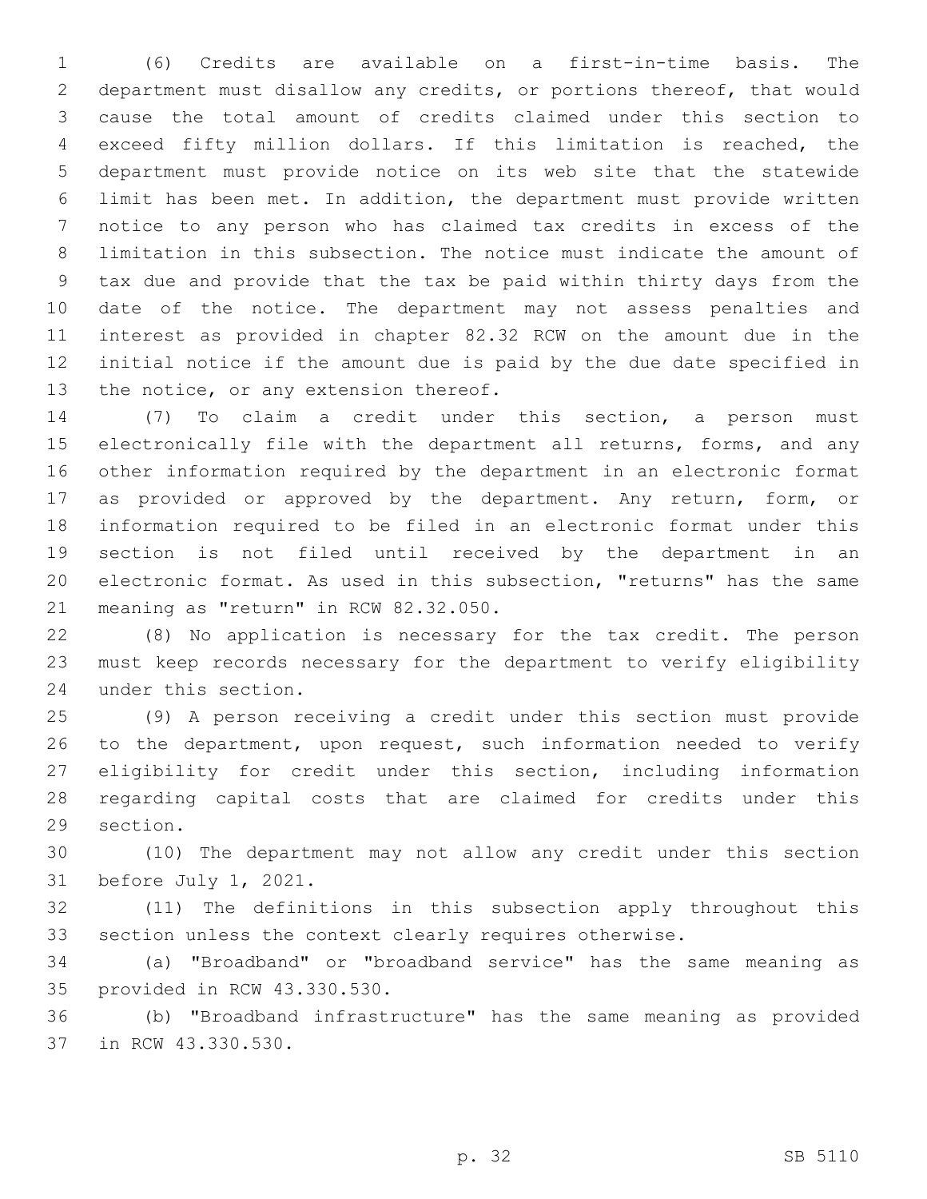(6) Credits are available on a first-in-time basis. The department must disallow any credits, or portions thereof, that would cause the total amount of credits claimed under this section to exceed fifty million dollars. If this limitation is reached, the department must provide notice on its web site that the statewide limit has been met. In addition, the department must provide written notice to any person who has claimed tax credits in excess of the limitation in this subsection. The notice must indicate the amount of tax due and provide that the tax be paid within thirty days from the date of the notice. The department may not assess penalties and interest as provided in chapter 82.32 RCW on the amount due in the initial notice if the amount due is paid by the due date specified in the notice, or any extension thereof.

(7) To claim a credit under this section, a person must electronically file with the department all returns, forms, and any other information required by the department in an electronic format as provided or approved by the department. Any return, form, or information required to be filed in an electronic format under this section is not filed until received by the department in an electronic format. As used in this subsection, "returns" has the same meaning as "return" in RCW 82.32.050.

(8) No application is necessary for the tax credit. The person must keep records necessary for the department to verify eligibility under this section.

(9) A person receiving a credit under this section must provide to the department, upon request, such information needed to verify eligibility for credit under this section, including information regarding capital costs that are claimed for credits under this section.

(10) The department may not allow any credit under this section before July 1, 2021.

(11) The definitions in this subsection apply throughout this section unless the context clearly requires otherwise.

(a) "Broadband" or "broadband service" has the same meaning as provided in RCW 43.330.530.

(b) "Broadband infrastructure" has the same meaning as provided in RCW 43.330.530.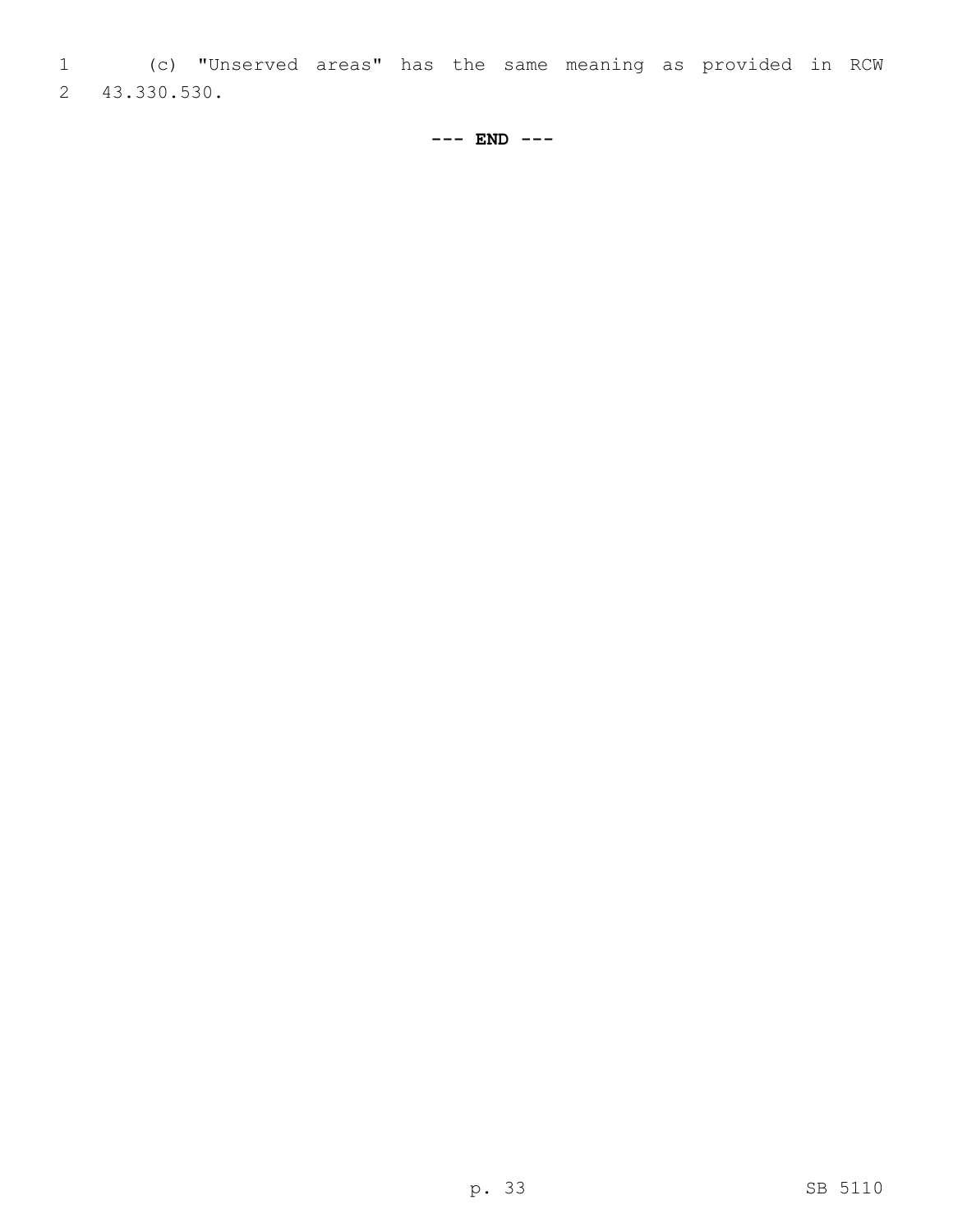(c) "Unserved areas" has the same meaning as provided in RCW 43.330.530.

--- END ---